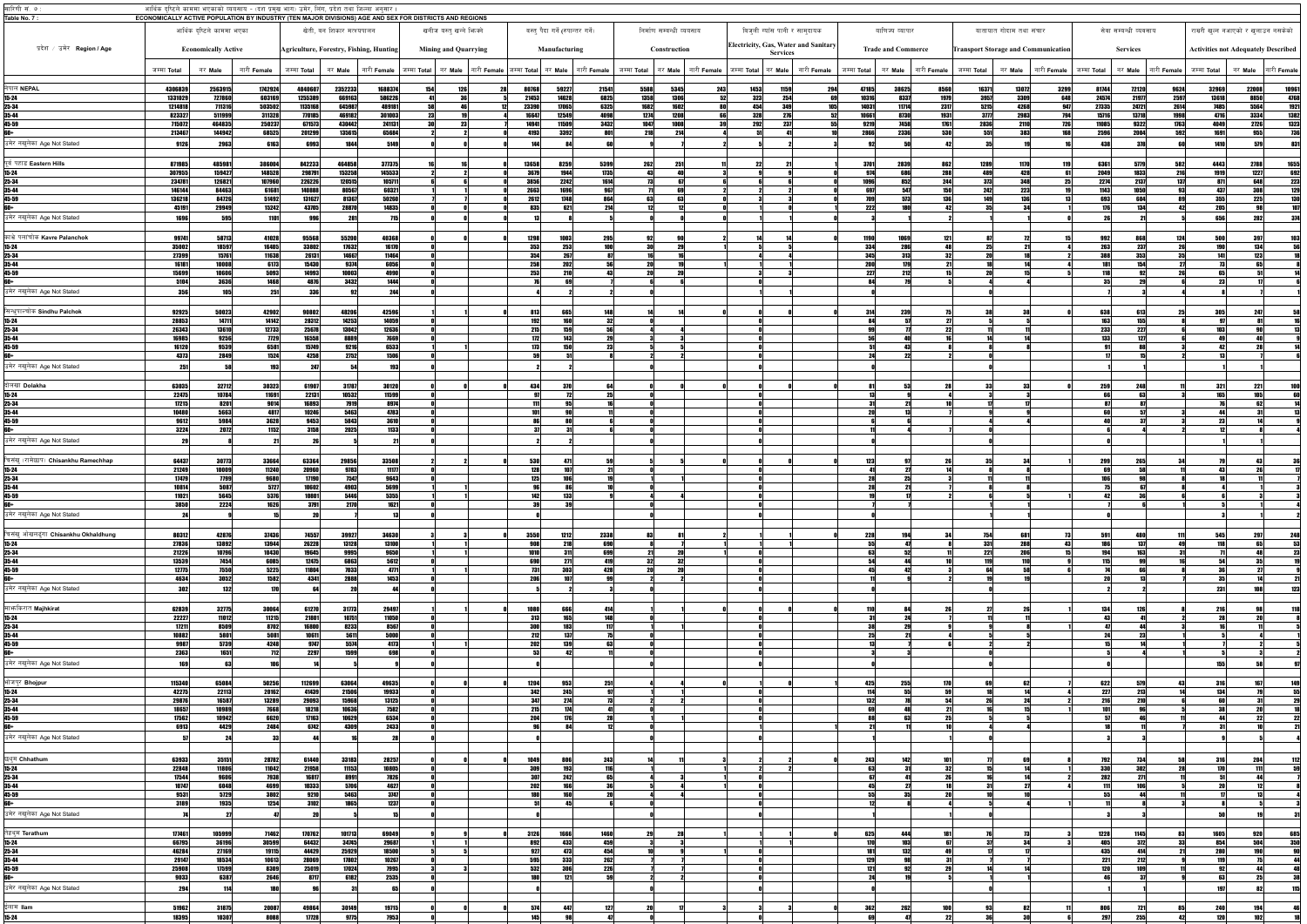तालिका सं. ७ : आर्थिक दृष्टिले सक्रिय जनसंख्या (दस प्रमुख भाग), उमेर, लिंग, प्रदेश तथा जिल्ला अनुसार।

Table No. 7 : ECONOMICALLY ACTIVE POPULATION BY INDUSTRY (TEN MAJOR DIVISIONS) AGE AND SEX FOR DISTRICTS AND REGIONS

| प्रदेश / उमेर Region / Age | आर्थिक दृष्टिले सक्रिय Economically Active | | | खेती, वन शिकार मत्स्यपालन Agriculture, Forestry, Fishing, Hunting | | | खानीज वस्तु खन्ने झिक्ने Mining and Quarrying | | | वस्तु पैदा गर्ने (रुपान्तर गर्ने) Manufacturing | | | निर्माण सम्बन्धी व्यवसाय Construction | | | बिजुली ग्याँस पानी र सामुदायिक Electricity, Gas, Water and Sanitary Services | | | वाणिज्य व्यापार Trade and Commerce | | | यातायात गोदाम तथा संचार Transport Storage and Communication | | | सेवा सम्बन्धी व्यवसाय Services | | | राम्री खुल्न नसकेको व खुलाउन नसकेको Activities not Adequately Described | | |
|---|---|---|---|---|---|---|---|---|---|---|---|---|---|---|---|---|---|---|---|---|---|---|---|---|---|---|---|---|---|---|
| | जम्मा Total | नर Male | नारी Female | जम्मा Total | नर Male | नारी Female | जम्मा Total | नर Male | नारी Female | जम्मा Total | नर Male | नारी Female | जम्मा Total | नर Male | नारी Female | जम्मा Total | नर Male | नारी Female | जम्मा Total | नर Male | नारी Female | जम्मा Total | नर Male | नारी Female | जम्मा Total | नर Male | नारी Female | जम्मा Total | नर Male | नारी Female |
| नेपाल NEPAL | 4306839 | 2563915 | 1742924 | 4040607 | 2352233 | 1688374 | 154 | 126 | 28 | 80768 | 59227 | 21541 | 5588 | 5345 | 243 | 1453 | 1159 | 294 | 47185 | 38625 | 8560 | 16371 | 13072 | 3299 | 81744 | 72120 | 9624 | 32969 | 22008 | 10961 |
| 15-24 | 1331029 | 727860 | 603169 | 1255389 | 669163 | 586226 | 41 | 36 | 5 | 21453 | 14628 | 6825 | 1358 | 1306 | 52 | 323 | 254 | 69 | 10316 | 8337 | 1979 | 3957 | 3309 | 648 | 24534 | 21977 | 2557 | 13618 | 8850 | 4768 |
| 25-34 | 1214818 | 711316 | 503502 | 1135168 | 645987 | 489181 | 58 | 46 | 12 | 23390 | 17065 | 6325 | 1682 | 1602 | 80 | 454 | 349 | 105 | 14031 | 11714 | 2317 | 5215 | 4268 | 947 | 27535 | 24121 | 3414 | 7485 | 5564 | 1921 |
| 35-44 | 823327 | 511999 | 311328 | 770185 | 469182 | 301003 | 23 | 19 | 4 | 16647 | 12549 | 4098 | 1274 | 1208 | 66 | 328 | 276 | 52 | 10661 | 8730 | 1931 | 3777 | 2983 | 794 | 15716 | 13718 | 1998 | 4716 | 3334 | 1382 |
| 45-59 | 715072 | 464835 | 250237 | 671573 | 430442 | 241131 | 30 | 23 | 7 | 14941 | 11509 | 3432 | 1047 | 1008 | 39 | 292 | 237 | 55 | 9219 | 7458 | 1761 | 2836 | 2110 | 726 | 11085 | 9322 | 1763 | 4049 | 2726 | 1323 |
| 60+ | 213467 | 144942 | 68525 | 201290 | 135615 | 65684 | 2 | 2 | 0 | 4193 | 3392 | 801 | 218 | 214 | 4 | 51 | 41 | 10 | 2866 | 2336 | 530 | 551 | 383 | 168 | 2596 | 2004 | 592 | 1691 | 955 | 736 |
| उमेर नखुलेका Age Not Stated | 9126 | 2963 | 6163 | 6993 | 1844 | 5149 | 0 | 0 | 0 | 144 | 84 | 60 | 9 | 7 | 2 | 5 | 2 | 3 | 92 | 50 | 42 | 35 | 19 | 16 | 278 | 978 | 300 | 1410 | 579 | 831 |
| पूर्व पहाड Eastern Hills | 871985 | 485981 | 386004 | 842233 | 464858 | 377375 | 16 | 16 | 0 | 13658 | 8259 | 5399 | 262 | 251 | 11 | 22 | 21 | 1 | 3701 | 2839 | 862 | 1289 | 1170 | 119 | 6361 | 5779 | 582 | 4443 | 2788 | 1655 |
| 15-24 | 307955 | 159427 | 148528 | 298781 | 153248 | 145533 | 3 | 3 | 0 | 3670 | 1944 | 1726 | 43 | 40 | 3 | 9 | 9 | 0 | 974 | 686 | 288 | 489 | 428 | 61 | 2049 | 1833 | 216 | 1919 | 1227 | 692 |
| 25-34 | 234781 | 126821 | 107960 | 226226 | 120515 | 105711 | 3 | 3 | 0 | 3856 | 2242 | 1614 | 73 | 67 | 6 | 6 | 6 | 0 | 1096 | 852 | 244 | 373 | 348 | 25 | 2274 | 2137 | 137 | 871 | 648 | 223 |
| 35-44 | 146144 | 84463 | 61681 | 140888 | 80567 | 60321 | 1 | 1 | 0 | 2663 | 1696 | 967 | 71 | 69 | 2 | 2 | 2 | 0 | 697 | 547 | 150 | 242 | 223 | 19 | 1143 | 1050 | 93 | 437 | 308 | 129 |
| 45-59 | 136218 | 84726 | 51492 | 131627 | 81367 | 50260 | 7 | 7 | 0 | 2612 | 1748 | 864 | 63 | 63 | 0 | 4 | 3 | 1 | 709 | 573 | 136 | 149 | 136 | 13 | 693 | 604 | 89 | 355 | 225 | 130 |
| 60+ | 45191 | 29949 | 15242 | 43705 | 28870 | 14835 | 0 | 0 | 0 | 835 | 621 | 214 | 12 | 12 | 0 | 1 | 1 | 0 | 222 | 180 | 42 | 35 | 34 | 1 | 176 | 134 | 42 | 205 | 98 | 107 |
| उमेर नखुलेका Age Not Stated | 1696 | 595 | 1101 | 996 | 281 | 715 | 0 | 0 | 0 | 13 | 8 | 5 | 0 | 0 | 0 | 0 | 0 | 0 | 3 | 1 | 2 | 1 | 1 | 0 | 26 | 21 | 5 | 656 | 282 | 374 |
| काभ्रे पलाञ्चोक Kavre Palanchok | 99741 | 58713 | 41028 | 95568 | 55200 | 40368 | 0 | 0 | 0 | 1298 | 1003 | 295 | 92 | 90 | 2 | 14 | 14 | 0 | 1190 | 1069 | 121 | 87 | 72 | 15 | 992 | 868 | 124 | 500 | 397 | 103 |
| 15-24 | 35002 | 18597 | 16405 | 33802 | 17632 | 16170 | | | | 353 | 253 | 100 | 30 | 29 | 1 | 5 | 5 | | 334 | 286 | 48 | 25 | 21 | 4 | 263 | 237 | 26 | 190 | 134 | 56 |
| 25-34 | 27399 | 15761 | 11638 | 26131 | 14667 | 11464 | | | | 354 | 267 | 87 | 16 | 16 | | 4 | 4 | | 345 | 313 | 32 | 20 | 18 | 2 | 388 | 353 | 35 | 141 | 123 | 18 |
| 35-44 | 16181 | 10008 | 6173 | 15430 | 9374 | 6056 | | | | 258 | 202 | 56 | 20 | 19 | 1 | 2 | 2 | | 200 | 179 | 21 | 18 | 14 | 4 | 181 | 154 | 27 | 73 | 65 | 8 |
| 45-59 | 15699 | 10606 | 5093 | 14993 | 10003 | 4990 | | | | 253 | 210 | 43 | 20 | 20 | | 3 | 3 | | 227 | 212 | 15 | 20 | 15 | 5 | 118 | 92 | 26 | 65 | 51 | 14 |
| 60+ | 5104 | 3636 | 1468 | 4876 | 3432 | 1444 | | | | 76 | 69 | 7 | 6 | 6 | | | | | 84 | 79 | 5 | | | | 35 | 29 | 6 | 23 | 17 | 6 |
| उमेर नखुलेका Age Not Stated | 356 | 105 | 251 | 336 | 92 | 244 | | | | 4 | 2 | 2 | | | | | | | | | | | | | 7 | 3 | 4 | 8 | 7 | 1 |
| सिन्धुपाल्चोक Sindhu Palchok | 92925 | 50023 | 42902 | 90802 | 48206 | 42596 | 1 | 1 | 0 | 813 | 665 | 148 | 14 | 14 | 0 | 0 | 0 | 0 | 314 | 239 | 75 | 38 | 38 | 0 | 638 | 613 | 25 | 305 | 247 | 58 |
| 15-24 | 28853 | 14711 | 14142 | 28312 | 14253 | 14059 | | | | 192 | 160 | 32 | | | | | | | 84 | 57 | 27 | | | | 163 | 155 | 8 | 97 | 81 | 16 |
| 25-34 | 26343 | 13610 | 12733 | 25678 | 13042 | 12636 | | | | 215 | 159 | 56 | 4 | 4 | | | | | 99 | 77 | 22 | 11 | 11 | | 233 | 227 | 6 | 103 | 90 | 13 |
| 35-44 | 16985 | 9256 | 7729 | 16558 | 8889 | 7669 | | | | 172 | 143 | 29 | 3 | 3 | | | | | 56 | 40 | 16 | 14 | 14 | | 133 | 127 | 6 | 49 | 40 | 9 |
| 45-59 | 16120 | 9539 | 6581 | 15749 | 9216 | 6533 | 1 | 1 | | 173 | 150 | 23 | 5 | 5 | | | | | 51 | 43 | 8 | 8 | 8 | | 91 | 88 | 3 | 42 | 28 | 14 |
| 60+ | 4373 | 2849 | 1524 | 4258 | 2752 | 1506 | | | | 59 | 51 | 8 | 2 | 2 | | | | | 24 | 22 | 2 | | | | 17 | 15 | 2 | 13 | 7 | 6 |
| उमेर नखुलेका Age Not Stated | 251 | 58 | 193 | 247 | 54 | 193 | | | | 2 | 2 | | | | | | | | | | | | | | 1 | 1 | | 1 | 1 | |
| दोलखा Dolakha | 63035 | 32712 | 30323 | 61907 | 31787 | 30120 | 0 | 0 | 0 | 434 | 370 | 64 | 0 | 0 | 0 | 0 | 0 | 0 | 81 | 53 | 28 | 33 | 33 | 0 | 259 | 248 | 11 | 321 | 221 | 100 |
| 15-24 | 22475 | 10784 | 11691 | 22131 | 10532 | 11599 | | | | 97 | 72 | 25 | | | | | | | 13 | 9 | 4 | 3 | 3 | | 66 | 63 | 3 | 165 | 105 | 60 |
| 25-34 | 17215 | 8201 | 9014 | 16893 | 7919 | 8974 | | | | 111 | 95 | 16 | | | | | | | 31 | 21 | 10 | 17 | 17 | | 87 | 87 | | 76 | 62 | 14 |
| 35-44 | 10480 | 5663 | 4817 | 10246 | 5463 | 4783 | | | | 101 | 90 | 11 | | | | | | | 20 | 13 | 7 | 9 | 9 | | 60 | 57 | 3 | 44 | 31 | 13 |
| 45-59 | 9612 | 5984 | 3628 | 9453 | 5843 | 3610 | | | | 86 | 80 | 6 | | | | | | | 6 | 6 | | 4 | 4 | | 40 | 37 | 3 | 23 | 14 | 9 |
| 60+ | 3224 | 2072 | 1152 | 3158 | 2025 | 1133 | | | | 37 | 31 | 6 | | | | | | | 11 | 4 | 7 | | | | 4 | 4 | | 12 | 8 | 4 |
| उमेर नखुलेका Age Not Stated | 29 | 8 | 21 | 26 | 5 | 21 | | | | 2 | 2 | | | | | | | | | | | | | | 2 | | 2 | 1 | 1 | |
| चिसंखु (रामेछाप) Chisankhu Ramechhap | 64437 | 30773 | 33664 | 63364 | 29856 | 33508 | 2 | 2 | 0 | 530 | 471 | 59 | 5 | 5 | 0 | 0 | 0 | 0 | 123 | 97 | 26 | 35 | 34 | 1 | 299 | 265 | 34 | 79 | 43 | 36 |
| 15-24 | 21249 | 10009 | 11240 | 20960 | 9783 | 11177 | | | | 128 | 107 | 21 | | | | | | | 41 | 27 | 14 | 8 | 8 | | 69 | 58 | 11 | 43 | 26 | 17 |
| 25-34 | 17479 | 7799 | 9680 | 17190 | 7547 | 9643 | | | | 125 | 106 | 19 | | | | | | | 28 | 25 | 3 | 11 | 11 | | 106 | 98 | 8 | 18 | 11 | 7 |
| 35-44 | 10814 | 5087 | 5727 | 10602 | 4903 | 5699 | 1 | 1 | | 96 | 86 | 10 | | | | | | | 28 | 21 | 7 | 8 | 8 | | 75 | 67 | 8 | 4 | 1 | 3 |
| 45-59 | 11021 | 5645 | 5376 | 10801 | 5446 | 5355 | 1 | 1 | | 142 | 133 | 9 | | | | | | | 19 | 17 | 2 | 6 | 6 | | 42 | 36 | 6 | 6 | 3 | 3 |
| 60+ | 3850 | 2224 | 1626 | 3791 | 2170 | 1621 | | | | 39 | 39 | | | | | | | | | | | | | | | | | 5 | 1 | 4 |
| उमेर नखुलेका Age Not Stated | 24 | 9 | 15 | 20 | 7 | 13 | | | | | | | | | | | | | | | | | | | | | | 3 | 1 | 2 |
| चिसंखु ओखलढुंगा Chisankhu Okhaldhung | 80312 | 42876 | 37436 | 74557 | 39927 | 34630 | 3 | 3 | 0 | 3550 | 1212 | 2338 | 83 | 81 | 2 | 1 | 1 | 0 | 228 | 194 | 34 | 754 | 681 | 73 | 591 | 480 | 111 | 545 | 297 | 248 |
| 15-24 | 27836 | 13892 | 13944 | 26228 | 13128 | 13100 | 1 | 1 | | 908 | 218 | 690 | 8 | 7 | 1 | 1 | 1 | | 55 | 47 | 8 | 331 | 288 | 43 | 186 | 137 | 49 | 118 | 65 | 53 |
| 25-34 | 21226 | 10796 | 10430 | 19645 | 9995 | 9650 | 1 | 1 | | 1010 | 311 | 699 | 21 | 20 | 1 | | | | 63 | 52 | 11 | 221 | 206 | 15 | 194 | 163 | 31 | 71 | 48 | 23 |
| 35-44 | 13539 | 7454 | 6085 | 12475 | 6863 | 5612 | | | | 690 | 271 | 419 | 32 | 32 | | | | | 54 | 44 | 10 | 119 | 118 | 1 | 115 | 99 | 16 | 54 | 35 | 19 |
| 45-59 | 12775 | 7550 | 5225 | 11804 | 7033 | 4771 | 1 | 1 | | 731 | 303 | 428 | 20 | 20 | | | | | 45 | 42 | 3 | 64 | 56 | 8 | 74 | 66 | 8 | 36 | 27 | 9 |
| 60+ | 4634 | 3052 | 1582 | 4341 | 2888 | 1453 | | | | 206 | 107 | 99 | 2 | 2 | | | | | 11 | 9 | 2 | 19 | 19 | | 20 | 13 | 7 | 35 | 14 | 21 |
| उमेर नखुलेका Age Not Stated | 302 | 132 | 170 | 64 | 20 | 44 | | | | 5 | 2 | 3 | | | | | | | | | | | | | 2 | 2 | | 231 | 108 | 123 |
| माझकिरात Majhkirat | 62839 | 32775 | 30064 | 61270 | 31773 | 29497 | 0 | 0 | 0 | 1080 | 666 | 414 | 0 | 0 | 0 | 0 | 0 | 0 | 110 | 84 | 26 | 27 | 26 | 1 | 134 | 128 | 6 | 216 | 98 | 118 |
| 15-24 | 22227 | 11012 | 11215 | 21801 | 10751 | 11050 | | | | 313 | 165 | 148 | | | | | | | 31 | 24 | 7 | 11 | 11 | | 43 | 41 | 2 | 28 | 20 | 8 |
| 25-34 | 17211 | 8509 | 8702 | 16800 | 8233 | 8567 | | | | 300 | 183 | 117 | | | | | | | 38 | 29 | 9 | 9 | 8 | 1 | 47 | 44 | 3 | 16 | 11 | 5 |
| 35-44 | 10882 | 5801 | 5081 | 10611 | 5611 | 5000 | | | | 212 | 137 | 75 | | | | | | | 23 | 21 | 2 | 5 | 5 | | 24 | 23 | 1 | 5 | 4 | 1 |
| 45-59 | 9987 | 5739 | 4248 | 9747 | 5574 | 4173 | | | | 202 | 139 | 63 | | | | | | | 14 | 7 | 7 | 2 | 2 | | 15 | 14 | 1 | 7 | 3 | 4 |
| 60+ | 2363 | 1651 | 712 | 2297 | 1599 | 698 | | | | 53 | 42 | 11 | | | | | | | 3 | 3 | | | | | 5 | 5 | | 5 | 2 | 3 |
| उमेर नखुलेका Age Not Stated | 169 | 63 | 106 | 14 | 5 | 9 | | | | | | | | | | | | | 1 | | 1 | | | | | | | 155 | 58 | 97 |
| भोजपुर Bhojpur | 115340 | 65084 | 50256 | 112699 | 63064 | 49635 | 0 | 0 | 0 | 1204 | 953 | 251 | 4 | 4 | 0 | 1 | 1 | 0 | 425 | 255 | 170 | 69 | 62 | 7 | 622 | 579 | 43 | 316 | 167 | 149 |
| 15-24 | 42275 | 22113 | 20162 | 41439 | 21506 | 19933 | | | | 342 | 245 | 97 | 1 | 1 | | 1 | 1 | | 114 | 55 | 59 | 19 | 18 | 1 | 227 | 213 | 14 | 134 | 79 | 55 |
| 25-34 | 29876 | 16587 | 13289 | 29093 | 15968 | 13125 | | | | 347 | 274 | 73 | 2 | 2 | | | | | 132 | 78 | 54 | 26 | 24 | 2 | 216 | 210 | 6 | 60 | 31 | 29 |
| 35-44 | 18657 | 10989 | 7668 | 18210 | 10636 | 7582 | | | | 215 | 174 | 41 | | | | | | | 69 | 48 | 21 | 16 | 15 | 1 | 101 | 96 | 5 | 38 | 20 | 18 |
| 45-59 | 17562 | 10942 | 6620 | 17163 | 10629 | 6534 | | | | 204 | 176 | 28 | 1 | 1 | | | | | 88 | 63 | 25 | 5 | 5 | | 57 | 46 | 11 | 44 | 22 | 22 |
| 60+ | 6913 | 4429 | 2484 | 6742 | 4309 | 2433 | | | | 96 | 84 | 12 | | | | | | | 21 | 11 | 10 | | | | 18 | 11 | 7 | 31 | 10 | 21 |
| उमेर नखुलेका Age Not Stated | 57 | 24 | 33 | 44 | 16 | 28 | | | | | | | | | | | | | 1 | | 1 | | | | 3 | 3 | | 9 | 5 | 4 |
| छथुम Chhathum | 63933 | 35151 | 28782 | 61440 | 33183 | 28257 | 0 | 0 | 0 | 1049 | 806 | 243 | 14 | 11 | 3 | 2 | 2 | 0 | 243 | 142 | 101 | 77 | 69 | 8 | 792 | 734 | 58 | 316 | 204 | 112 |
| 15-24 | 22848 | 11806 | 11042 | 21958 | 11153 | 10805 | | | | 309 | 193 | 116 | 1 | 1 | | 2 | 2 | | 63 | 31 | 32 | 15 | 14 | 1 | 330 | 302 | 28 | 170 | 111 | 59 |
| 25-34 | 17544 | 9606 | 7938 | 16817 | 8991 | 7826 | | | | 307 | 242 | 65 | 4 | 4 | | | | | 67 | 41 | 26 | 15 | 14 | 1 | 282 | 271 | 11 | 51 | 43 | 8 |
| 35-44 | 10747 | 6048 | 4699 | 10333 | 5706 | 4627 | | | | 202 | 166 | 36 | 5 | 4 | 1 | | | | 45 | 27 | 18 | 31 | 27 | 4 | 111 | 106 | 5 | 20 | 12 | 8 |
| 45-59 | 9531 | 5729 | 3802 | 9210 | 5463 | 3747 | | | | 180 | 160 | 20 | 4 | 2 | 2 | | | | 55 | 35 | 20 | 10 | 10 | | 55 | 44 | 11 | 17 | 13 | 4 |
| 60+ | 3189 | 1935 | 1254 | 3102 | 1865 | 1237 | | | | 51 | 45 | 6 | | | | | | | 12 | 8 | 4 | 6 | 4 | 2 | 11 | 8 | 3 | 8 | 5 | 3 |
| उमेर नखुलेका Age Not Stated | 74 | 27 | 47 | 20 | 5 | 15 | | | | | | | | | | | | | | | | | | | 3 | 3 | | 50 | 19 | 31 |
| तेह्रथुम Terathum | 174461 | 105999 | 71462 | 170762 | 101713 | 69049 | 9 | 9 | 0 | 3126 | 1666 | 1460 | 29 | 28 | 1 | 1 | 1 | 0 | 625 | 444 | 181 | 76 | 73 | 3 | 1228 | 1145 | 83 | 1605 | 920 | 685 |
| 15-24 | 66795 | 36196 | 30599 | 64432 | 34745 | 29687 | 1 | 1 | | 892 | 433 | 459 | 3 | 3 | | 1 | 1 | | 170 | 103 | 67 | 37 | 34 | 3 | 405 | 372 | 33 | 854 | 504 | 350 |
| 25-34 | 46284 | 27169 | 19115 | 44429 | 25929 | 18500 | 5 | 5 | | 927 | 473 | 454 | 10 | 9 | 1 | | | | 181 | 132 | 49 | 17 | 17 | | 435 | 414 | 21 | 280 | 190 | 90 |
| 35-44 | 29147 | 18534 | 10613 | 28069 | 17802 | 10267 | | | | 595 | 333 | 262 | 7 | 7 | | | | | 129 | 98 | 31 | 7 | 7 | | 221 | 212 | 9 | 119 | 75 | 44 |
| 45-59 | 25908 | 17599 | 8309 | 25019 | 17024 | 7995 | 3 | 3 | | 532 | 306 | 226 | 7 | 7 | | | | | 121 | 92 | 29 | 14 | 14 | | 120 | 109 | 11 | 92 | 44 | 48 |
| 60+ | 9033 | 6387 | 2646 | 8717 | 6182 | 2535 | | | | 180 | 121 | 59 | 2 | 2 | | | | | 24 | 19 | 5 | 1 | 1 | | 46 | 37 | 9 | 63 | 25 | 38 |
| उमेर नखुलेका Age Not Stated | 294 | 114 | 180 | 96 | 31 | 65 | | | | | | | | | | | | | | | | | | | 1 | 1 | | 197 | 82 | 115 |
| ईलाम Ilam | 51962 | 31875 | 20087 | 49864 | 30149 | 19715 | 0 | 0 | 0 | 574 | 447 | 127 | 20 | 17 | 3 | 3 | 3 | 0 | 362 | 262 | 100 | 93 | 82 | 11 | 806 | 721 | 85 | 240 | 194 | 46 |
| 15-24 | 18395 | 10307 | 8088 | 17728 | 9775 | 7953 | | | | 145 | 98 | 47 | | | | | | | 69 | 47 | 22 | 36 | 30 | 6 | 297 | 255 | 42 | 120 | 102 | 18 |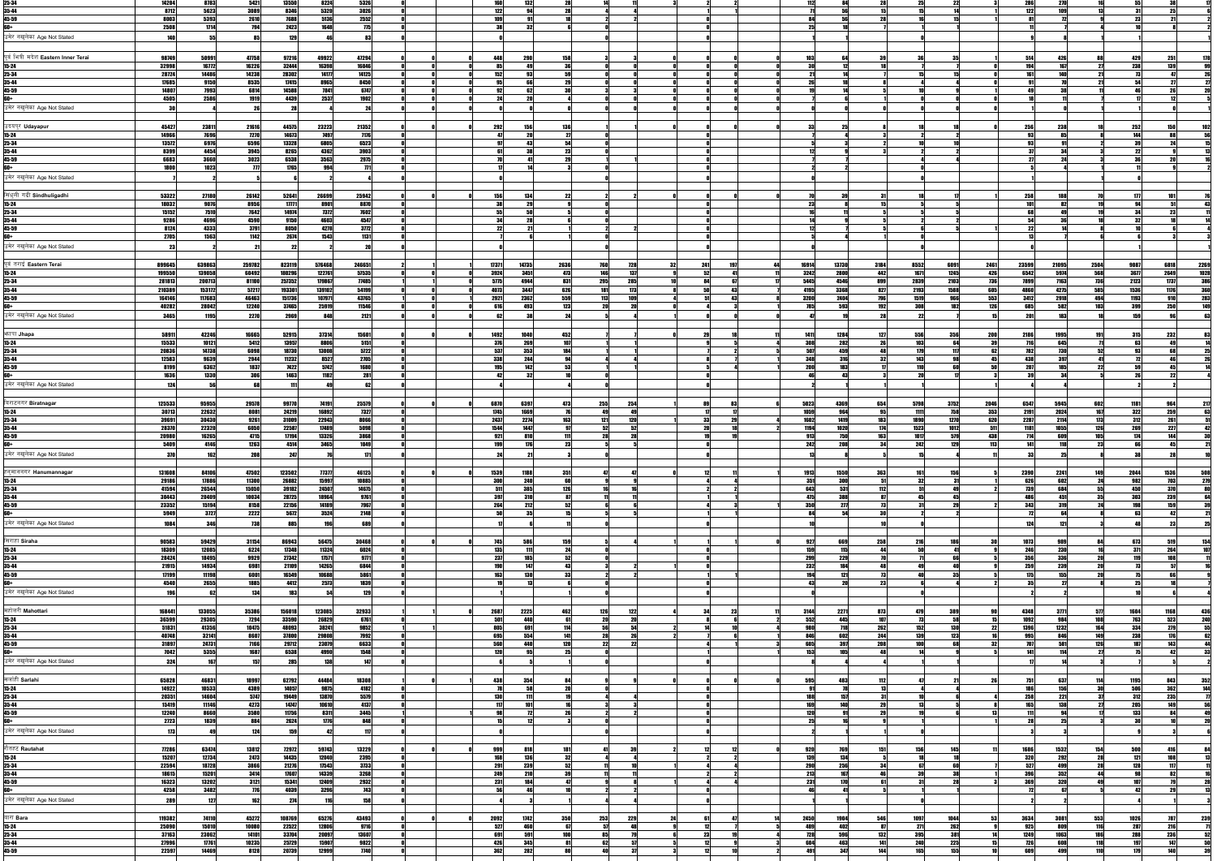| | | | | | | | | | | | | | | | | | | | | | | | | | | | | | | |
|---|---|---|---|---|---|---|---|---|---|---|---|---|---|---|---|---|---|---|---|---|---|---|---|---|---|---|---|---|---|---|
| | 14204 | 8783 | 5421 | 13556 | 8224 | 5326 | 0 | | | 160 | 132 | 28 | 14 | 11 | 3 | | | | 112 | 84 | 28 | 25 | 22 | 3 | 286 | 270 | 16 | 55 | 38 | 17 |
| 35-44 | 8712 | 5623 | 3089 | 8346 | 5320 | 3026 | 0 | | | 122 | 94 | 28 | 4 | 4 | | 1 | 1 | | 71 | 56 | 15 | 15 | 14 | 1 | 122 | 109 | 13 | 31 | 25 | 6 |
| 45-59 | 8003 | 5393 | 2610 | 7688 | 5136 | 2552 | 0 | | | 109 | 91 | 18 | 2 | 2 | | | | | 84 | 56 | 28 | 16 | 15 | 1 | 81 | 72 | 9 | 23 | 21 | 2 |
| 60+ | 2508 | 1714 | 794 | 2423 | 1648 | 775 | 0 | | | 38 | 32 | 6 | | | | | | | 25 | 18 | 7 | | | | 11 | 7 | 4 | 10 | 8 | 2 |
| उमेर नखुलेका Age Not Stated | 140 | 55 | 85 | 129 | 46 | 83 | 0 | | | 0 | | | 0 | | | 0 | | | | | | | | | 9 | 8 | 1 | 2 | | 2 |
| पूर्वी भित्री मदेश Eastern Inner Terai | 98749 | 50991 | 47758 | 97216 | 49922 | 47294 | 0 | | | 448 | 290 | 158 | 0 | | | 0 | | | 103 | 64 | 39 | 36 | 35 | 1 | 514 | 426 | 88 | 429 | 251 | 178 |
| 15-24 | 32998 | 16772 | 16226 | 32444 | 16398 | 16046 | 0 | | | 85 | 49 | 36 | | | | | | | 30 | 12 | 18 | | | | 194 | 167 | 27 | 238 | 139 | 99 |
| 25-34 | 28724 | 14486 | 14238 | 28302 | 14177 | 14125 | 0 | | | 152 | 93 | 59 | | | | | | | 21 | 14 | 7 | 15 | 15 | | 161 | 140 | 21 | 73 | 47 | 26 |
| 35-44 | 17685 | 9150 | 8535 | 17415 | 8965 | 8450 | 0 | | | 95 | 66 | 29 | | | | | | | 26 | 18 | 8 | 4 | 4 | | 91 | 70 | 21 | 54 | 27 | 27 |
| 45-59 | 14807 | 7993 | 6814 | 14588 | 7941 | 6647 | 0 | | | 92 | 62 | 30 | 3 | 3 | | | | | 19 | 14 | 5 | 10 | 9 | 1 | 49 | 38 | 11 | 46 | 26 | 20 |
| 60+ | 4505 | 2586 | 1919 | 4439 | 2537 | 1902 | 0 | | | 24 | 20 | 4 | | | | | | | 7 | 6 | 1 | 1 | 1 | | 18 | 11 | 7 | 17 | 12 | 5 |
| उमेर नखुलेका Age Not Stated | 30 | 4 | 26 | 28 | 4 | 24 | 0 | | | 0 | | | 0 | | | 0 | | | 1 | 1 | | | | | | | | 1 | | 1 |
| उदयपुर Udayapur | 45427 | 23811 | 21616 | 44575 | 23223 | 21352 | 0 | | | 292 | 156 | 136 | 0 | | | 0 | | | 33 | 25 | 8 | 18 | 18 | | 256 | 238 | 18 | 252 | 150 | 102 |
| 15-24 | 14966 | 7696 | 7270 | 14673 | 7497 | 7176 | 0 | | | 47 | 20 | 27 | | | | | | | 7 | 4 | 3 | 3 | 3 | | 93 | 85 | 8 | 144 | 88 | 56 |
| 25-34 | 13572 | 6976 | 6596 | 13328 | 6805 | 6523 | 0 | | | 97 | 43 | 54 | | | | | | | 5 | 3 | 2 | 10 | 10 | | 93 | 91 | 2 | 39 | 28 | 11 |
| 35-44 | 8399 | 4454 | 3945 | 8265 | 4362 | 3903 | 0 | | | 61 | 38 | 23 | | | | | | | 12 | 9 | 3 | 2 | 2 | | 37 | 34 | 3 | 22 | 9 | 13 |
| 45-59 | 6683 | 3660 | 3023 | 6538 | 3563 | 2975 | 0 | | | 70 | 41 | 29 | 1 | 1 | | | | | | | | 4 | 4 | | 27 | 24 | 3 | 36 | 20 | 16 |
| 60+ | 1800 | 1023 | 777 | 1765 | 994 | 771 | 0 | | | 17 | 14 | 3 | | | | | | | 2 | 2 | | | | | 5 | 4 | 1 | 11 | 9 | 2 |
| उमेर नखुलेका Age Not Stated | 7 | 2 | 5 | 6 | 2 | 4 | 0 | | | 0 | | | 0 | | | 0 | | | | | | | | | 1 | | 1 | | | |
| सिन्धुली गढी Sindhuligadhi | 53322 | 27180 | 26142 | 52641 | 26699 | 25942 | 0 | | | 156 | 134 | 22 | 0 | | | 0 | | | 70 | 39 | 31 | 18 | 17 | 1 | 258 | 188 | 70 | 177 | 101 | 76 |
| 15-24 | 18032 | 9076 | 8956 | 17771 | 8901 | 8870 | 0 | | | 38 | 29 | 9 | | | | | | | 23 | 8 | 15 | 5 | 5 | | 101 | 82 | 19 | 94 | 51 | 43 |
| 25-34 | 15152 | 7510 | 7642 | 14974 | 7372 | 7602 | 0 | | | 55 | 50 | 5 | | | | | | | 16 | 11 | 5 | 5 | 5 | | 68 | 49 | 19 | 34 | 23 | 11 |
| 35-44 | 9286 | 4696 | 4590 | 9150 | 4603 | 4547 | 0 | | | 34 | 28 | 6 | | | | | | | 14 | 9 | 5 | 3 | 3 | | 54 | 36 | 18 | 32 | 18 | 14 |
| 45-59 | 8124 | 4333 | 3791 | 8050 | 4278 | 3772 | 0 | | | 22 | 21 | 1 | | | | | | | 12 | 7 | 5 | 5 | 4 | 1 | 22 | 14 | 8 | 10 | 6 | 4 |
| 60+ | 2705 | 1563 | 1142 | 2674 | 1543 | 1131 | 0 | | | 7 | 6 | 1 | | | | | | | 5 | 4 | 1 | | | | 13 | 7 | 6 | 6 | 3 | 3 |
| उमेर नखुलेका Age Not Stated | 23 | 2 | 21 | 22 | 2 | 20 | 0 | | | 0 | | | 0 | | | 0 | | | | | | | | | 0 | | | 1 | | 1 |
| पूर्वी तराई Eastern Terai | 899645 | 639863 | 259782 | 823119 | 576468 | 246651 | 2 | 1 | 1 | 17371 | 14735 | 2636 | 760 | 728 | 32 | 241 | 197 | 44 | 16914 | 13730 | 3184 | 8552 | 6091 | 2461 | 23599 | 21095 | 2504 | 9087 | 6818 | 2269 |
| 15-24 | 199550 | 139058 | 60492 | 180296 | 122761 | 57535 | 1 | | 1 | 3924 | 3451 | 473 | 146 | 137 | 9 | 52 | 41 | 11 | 3242 | 2800 | 442 | 1671 | 1245 | 426 | 6542 | 5974 | 568 | 3677 | 2649 | 1028 |
| 25-34 | 281013 | 200713 | 80300 | 257352 | 179867 | 77485 | 1 | 1 | | 5775 | 4944 | 831 | 295 | 285 | 10 | 84 | 67 | 17 | 5445 | 4546 | 899 | 2839 | 2103 | 736 | 7899 | 7163 | 736 | 2123 | 1737 | 386 |
| 35-44 | 210389 | 153172 | 57217 | 193301 | 139102 | 54199 | | | | 4073 | 3447 | 626 | 181 | 173 | 8 | 50 | 43 | 7 | 4195 | 3368 | 827 | 2193 | 1588 | 605 | 4860 | 4275 | 585 | 1536 | 1176 | 360 |
| 45-59 | 164146 | 117683 | 46463 | 151736 | 107971 | 43765 | | | | 2921 | 2362 | 559 | 113 | 109 | 4 | 51 | 43 | 8 | 3200 | 2404 | 796 | 1519 | 966 | 553 | 3412 | 2918 | 494 | 1193 | 910 | 283 |
| 60+ | 40282 | 28042 | 12240 | 37465 | 25919 | 11546 | | | | 616 | 493 | 123 | 20 | 20 | | 4 | 3 | 1 | 785 | 593 | 192 | 308 | 182 | 126 | 685 | 582 | 103 | 399 | 250 | 149 |
| उमेर नखुलेका Age Not Stated | 3465 | 1195 | 2270 | 2969 | 848 | 2121 | | | | 62 | 38 | 24 | 5 | 4 | 1 | | | | 47 | 19 | 28 | 22 | 7 | 15 | 201 | 183 | 18 | 159 | 96 | 63 |
| झापा Jhapa | 58911 | 42246 | 16665 | 52915 | 37314 | 15601 | 0 | | | 1492 | 1040 | 452 | 0 | | | 29 | 18 | 11 | 1411 | 1284 | 127 | 556 | 356 | 200 | 2186 | 1995 | 191 | 315 | 232 | 83 |
| 15-24 | 15533 | 10121 | 5412 | 13957 | 8806 | 5151 | | | | 376 | 269 | 107 | | | | 9 | 5 | 4 | 308 | 292 | 16 | 103 | 64 | 39 | 716 | 645 | 71 | 63 | 49 | 14 |
| 25-34 | 20836 | 14738 | 6098 | 18730 | 13008 | 5722 | | | | 537 | 353 | 184 | | | | 7 | 6 | 1 | 507 | 459 | 48 | 179 | 117 | 62 | 782 | 730 | 52 | 93 | 68 | 25 |
| 35-44 | 12563 | 9639 | 2924 | 11232 | 8527 | 2705 | | | | 338 | 244 | 94 | | | | 8 | 7 | 1 | 348 | 316 | 32 | 143 | 95 | 48 | 438 | 397 | 41 | 72 | 46 | 26 |
| 45-59 | 8199 | 6362 | 1837 | 7422 | 5742 | 1680 | | | | 195 | 142 | 53 | | | | 5 | | 5 | 200 | 183 | 17 | 110 | 60 | 50 | 207 | 185 | 22 | 59 | 45 | 14 |
| 60+ | 1636 | 1330 | 306 | 1463 | 1182 | 281 | | | | 42 | 32 | 10 | | | | | | | 46 | 43 | 3 | 20 | 17 | 3 | 39 | 34 | 5 | 26 | 22 | 4 |
| उमेर नखुलेका Age Not Stated | 124 | 56 | 68 | 111 | 49 | 62 | | | | 4 | | 4 | | | | | | | 2 | 1 | 1 | 1 | 3 | | 4 | 4 | | 2 | 2 | |
| विराटनगर Biratnagar | 125533 | 95955 | 29578 | 99770 | 74191 | 25579 | | | | 6870 | 6397 | 473 | 255 | 254 | 1 | 89 | 83 | 6 | 5023 | 4369 | 654 | 5798 | 3752 | 2046 | 6547 | 5945 | 602 | 1181 | 964 | 217 |
| 15-24 | 30713 | 22632 | 8081 | 24219 | 16892 | 7327 | | | | 1745 | 1669 | 76 | 49 | 49 | | 17 | 17 | | 1059 | 964 | 95 | 1111 | 758 | 353 | 2191 | 2024 | 167 | 322 | 259 | 63 |
| 25-34 | 39691 | 30430 | 9261 | 31009 | 22943 | 8066 | | | | 2437 | 2274 | 163 | 121 | 120 | 1 | 33 | 29 | 4 | 1602 | 1419 | 183 | 1890 | 1270 | 620 | 2287 | 2114 | 173 | 312 | 261 | 51 |
| 35-44 | 28379 | 22329 | 6050 | 22587 | 17489 | 5098 | | | | 1544 | 1447 | 97 | 52 | 52 | | 20 | 19 | 1 | 1194 | 1020 | 174 | 1523 | 1012 | 511 | 1181 | 1055 | 126 | 269 | 227 | 42 |
| 45-59 | 20980 | 16265 | 4715 | 17194 | 13326 | 3868 | | | | 921 | 810 | 111 | 28 | 28 | | 19 | 19 | | 913 | 750 | 163 | 1017 | 579 | 438 | 714 | 609 | 105 | 174 | 144 | 30 |
| 60+ | 5409 | 4146 | 1263 | 4514 | 3465 | 1049 | | | | 199 | 176 | 23 | 5 | 5 | | | | | 242 | 208 | 34 | 242 | 129 | 113 | 141 | 118 | 23 | 66 | 45 | 21 |
| उमेर नखुलेका Age Not Stated | 370 | 162 | 208 | 247 | 76 | 171 | | | | 24 | 21 | 3 | | | | | | | 13 | 8 | 5 | 15 | 4 | 11 | 33 | 25 | 8 | 38 | 28 | 10 |
| हनुमाननगर Hanumannagar | 131608 | 84106 | 47502 | 123502 | 77377 | 46125 | | | | 1539 | 1188 | 351 | 47 | 47 | | 12 | 11 | 1 | 1913 | 1550 | 363 | 161 | 156 | 5 | 2390 | 2241 | 149 | 2044 | 1536 | 508 |
| 15-24 | 29186 | 17886 | 11300 | 26802 | 15997 | 10805 | | | | 300 | 240 | 60 | 9 | 9 | | 1 | 1 | | 351 | 300 | 51 | 32 | 31 | 1 | 626 | 602 | 24 | 982 | 703 | 279 |
| 25-34 | 41594 | 26544 | 15050 | 39182 | 24567 | 14615 | | | | 511 | 385 | 126 | 16 | 16 | | 2 | 2 | | 643 | 531 | 112 | 51 | 49 | 2 | 739 | 684 | 55 | 450 | 370 | 80 |
| 35-44 | 30443 | 20409 | 10034 | 28725 | 18964 | 9761 | | | | 397 | 310 | 87 | 11 | 11 | | 4 | 4 | | 475 | 388 | 87 | 45 | 45 | | 486 | 451 | 35 | 303 | 239 | 64 |
| 45-59 | 23352 | 15194 | 8158 | 22156 | 14189 | 7967 | | | | 264 | 212 | 52 | 6 | 6 | | 2 | 2 | | 350 | 277 | 73 | 31 | 29 | 2 | 343 | 319 | 24 | 198 | 159 | 39 |
| 60+ | 5949 | 3727 | 2222 | 5612 | 3524 | 2088 | | | | 50 | 35 | 15 | 5 | 5 | | | | | 84 | 54 | 30 | 2 | 2 | | 72 | 64 | 8 | 63 | 42 | 21 |
| उमेर नखुलेका Age Not Stated | 1084 | 346 | 738 | 885 | 196 | 689 | | | | 17 | 6 | 11 | | | | | | | 10 | | 10 | | | | 124 | 121 | 3 | 48 | 23 | 25 |
| सिराहा Siraha | 90583 | 59429 | 31154 | 86943 | 56475 | 30468 | 0 | | | 745 | 586 | 159 | 0 | | | 0 | | | 927 | 669 | 258 | 216 | 186 | 30 | 1073 | 989 | 84 | 673 | 519 | 154 |
| 15-24 | 18309 | 12085 | 6224 | 17348 | 11324 | 6024 | | | | 135 | 111 | 24 | | | | | | | 159 | 115 | 44 | 50 | 41 | 9 | 246 | 230 | 16 | 371 | 264 | 107 |
| 25-34 | 28424 | 18495 | 9929 | 27342 | 17571 | 9771 | | | | 237 | 185 | 52 | | | | | | | 299 | 229 | 70 | 71 | 66 | 5 | 356 | 336 | 20 | 119 | 108 | 11 |
| 35-44 | 21915 | 14934 | 6981 | 21109 | 14265 | 6844 | | | | 190 | 147 | 43 | | | | | | | 232 | 184 | 48 | 40 | 40 | | 259 | 239 | 20 | 73 | 57 | 16 |
| 45-59 | 17199 | 11198 | 6001 | 16549 | 10688 | 5861 | | | | 163 | 130 | 33 | | | | | | | 194 | 121 | 73 | 40 | 35 | 5 | 175 | 155 | 20 | 75 | 66 | 9 |
| 60+ | 4540 | 2655 | 1885 | 4412 | 2573 | 1839 | | | | 19 | 13 | 6 | | | | | | | 43 | 20 | 23 | 15 | 4 | 11 | 35 | 27 | 8 | 25 | 18 | 7 |
| उमेर नखुलेका Age Not Stated | 196 | 62 | 134 | 183 | 54 | 129 | | | | 1 | | 1 | | | | | | | | | | | | | 2 | 2 | | 10 | 6 | 4 |
| महोत्तरी Mahottari | 168441 | 133055 | 35386 | 156018 | 123085 | 32933 | 1 | 1 | | 2687 | 2225 | 462 | 126 | 122 | 4 | 34 | 23 | 11 | 3144 | 2271 | 873 | 479 | 389 | 90 | 4348 | 3771 | 577 | 1604 | 1168 | 436 |
| 15-24 | 36599 | 29305 | 7294 | 33590 | 26829 | 6761 | | | | 501 | 440 | 61 | 20 | 20 | | | | | 552 | 445 | 107 | 73 | 58 | 15 | 1092 | 984 | 108 | 763 | 523 | 240 |
| 25-34 | 51831 | 41356 | 10475 | 48093 | 38241 | 9852 | | | | 805 | 691 | 114 | 56 | 54 | 2 | 14 | 10 | 4 | 980 | 718 | 262 | 152 | 130 | 22 | 1396 | 1232 | 164 | 334 | 279 | 55 |
| 35-44 | 40748 | 32141 | 8607 | 37806 | 29808 | 7998 | | | | 695 | 554 | 141 | 28 | 26 | 2 | 6 | 6 | | 846 | 602 | 244 | 139 | 123 | 16 | 995 | 846 | 149 | 238 | 176 | 62 |
| 45-59 | 31897 | 24731 | 7166 | 29712 | 23079 | 6633 | | | | 560 | 440 | 120 | 22 | 22 | | 7 | 4 | 3 | 605 | 397 | 208 | 100 | 68 | 32 | 707 | 581 | 126 | 187 | 143 | 44 |
| 60+ | 7042 | 5355 | 1687 | 6538 | 4990 | 1548 | | | | 120 | 95 | 25 | | | | 3 | 3 | | 153 | 105 | 48 | 14 | 10 | 4 | 141 | 114 | 27 | 75 | 42 | 33 |
| उमेर नखुलेका Age Not Stated | 324 | 167 | 157 | 285 | 138 | 147 | | | | 6 | 5 | 1 | | | | | | | 8 | 4 | 4 | 1 | | 1 | 17 | 14 | 3 | 7 | 5 | 2 |
| सर्लाही Sarlahi | 65828 | 46831 | 18997 | 62792 | 44484 | 18308 | 0 | | | 438 | 354 | 84 | 0 | | | 0 | | | 595 | 483 | 112 | 47 | 21 | 26 | 751 | 637 | 114 | 1195 | 843 | 352 |
| 15-24 | 14922 | 10533 | 4389 | 14057 | 9875 | 4182 | | | | 78 | 58 | 20 | | | | | | | 91 | 78 | 13 | | | | 186 | 156 | 30 | 506 | 362 | 144 |
| 25-34 | 20351 | 14604 | 5747 | 19449 | 13870 | 5579 | | | | 130 | 111 | 19 | | | | | | | 188 | 157 | 31 | 10 | 4 | 6 | 258 | 221 | 37 | 312 | 235 | 77 |
| 35-44 | 15419 | 11146 | 4273 | 14747 | 10610 | 4137 | | | | 117 | 101 | 16 | | | | | | | 169 | 140 | 29 | 13 | 6 | 7 | 165 | 138 | 27 | 205 | 149 | 56 |
| 45-59 | 12240 | 8660 | 3580 | 11756 | 8311 | 3445 | | | | 98 | 72 | 26 | | | | | | | 120 | 91 | 29 | 19 | 6 | 13 | 111 | 94 | 17 | 133 | 84 | 49 |
| 60+ | 2723 | 1839 | 884 | 2624 | 1776 | 848 | | | | 15 | 12 | 3 | | | | | | | 25 | 16 | 9 | | | | 28 | 25 | 3 | 30 | 10 | 20 |
| उमेर नखुलेका Age Not Stated | 173 | 49 | 124 | 159 | 42 | 117 | | | | | | | | | | | | | 2 | 1 | 1 | | | | 3 | 3 | | 9 | 3 | 6 |
| रौतहट Rautahat | 77286 | 63474 | 13812 | 72972 | 59743 | 13229 | | | | 999 | 818 | 181 | 41 | 39 | 2 | 12 | 12 | | 920 | 769 | 151 | 156 | 145 | 11 | 1686 | 1532 | 154 | 500 | 416 | 84 |
| 15-24 | 15207 | 12734 | 2473 | 14435 | 12040 | 2395 | | | | 168 | 136 | 32 | | | | | | | 139 | 134 | 5 | 18 | 18 | | 320 | 292 | 28 | 121 | 108 | 13 |
| 25-34 | 22594 | 18728 | 3866 | 21276 | 17543 | 3733 | | | | 291 | 239 | 52 | 11 | 10 | 1 | 4 | 4 | | 290 | 256 | 34 | 67 | 60 | 7 | 527 | 499 | 28 | 128 | 117 | 11 |
| 35-44 | 18615 | 15201 | 3414 | 17667 | 14339 | 3328 | | | | 249 | 210 | 39 | 11 | 11 | | 2 | 2 | | 213 | 167 | 46 | 39 | 38 | 1 | 396 | 352 | 44 | 98 | 82 | 16 |
| 45-59 | 16323 | 13202 | 3121 | 15341 | 12409 | 2932 | | | | 231 | 184 | 47 | 9 | 9 | | 6 | 6 | | 231 | 170 | 61 | 31 | 28 | 3 | 369 | 320 | 49 | 107 | 79 | 28 |
| 60+ | 4258 | 3482 | 776 | 4039 | 3296 | 743 | | | | 56 | 46 | 10 | | | | | | | 46 | 41 | 5 | 1 | 1 | | 72 | 67 | 5 | 42 | 29 | 13 |
| उमेर नखुलेका Age Not Stated | 289 | 127 | 162 | 274 | 116 | 158 | | | | 4 | 3 | 1 | | | | | | | 1 | 1 | | | | | 2 | 2 | | 4 | 1 | 3 |
| बारा Bara | 119382 | 74110 | 45272 | 108769 | 65276 | 43493 | | | | 2092 | 1742 | 350 | 253 | 229 | 24 | 61 | 47 | 14 | 2450 | 1904 | 546 | 1097 | 1044 | 53 | 3634 | 3081 | 553 | 1026 | 787 | 239 |
| 15-24 | 25090 | 15010 | 10080 | 22522 | 12806 | 9716 | | | | 527 | 460 | 67 | 57 | 48 | 9 | 12 | 7 | 5 | 489 | 402 | 87 | 271 | 262 | 9 | 925 | 809 | 116 | 287 | 216 | 71 |
| 25-34 | 37163 | 23062 | 14101 | 33704 | 20097 | 13607 | | | | 691 | 591 | 100 | 85 | 79 | 6 | 23 | 19 | 4 | 728 | 596 | 132 | 395 | 381 | 14 | 1249 | 1063 | 186 | 288 | 236 | 52 |
| 35-44 | 27996 | 17761 | 10235 | 25729 | 15907 | 9822 | | | | 426 | 345 | 81 | 62 | 57 | 5 | 12 | 9 | 3 | 604 | 463 | 141 | 240 | 225 | 15 | 726 | 608 | 118 | 197 | 147 | 50 |
| 45-59 | 22597 | 14469 | 8128 | 20739 | 12999 | 7740 | | | | 362 | 282 | 80 | 40 | 37 | 3 | 12 | 10 | 2 | 491 | 347 | 144 | 165 | 155 | 10 | 609 | 499 | 110 | 179 | 140 | 39 |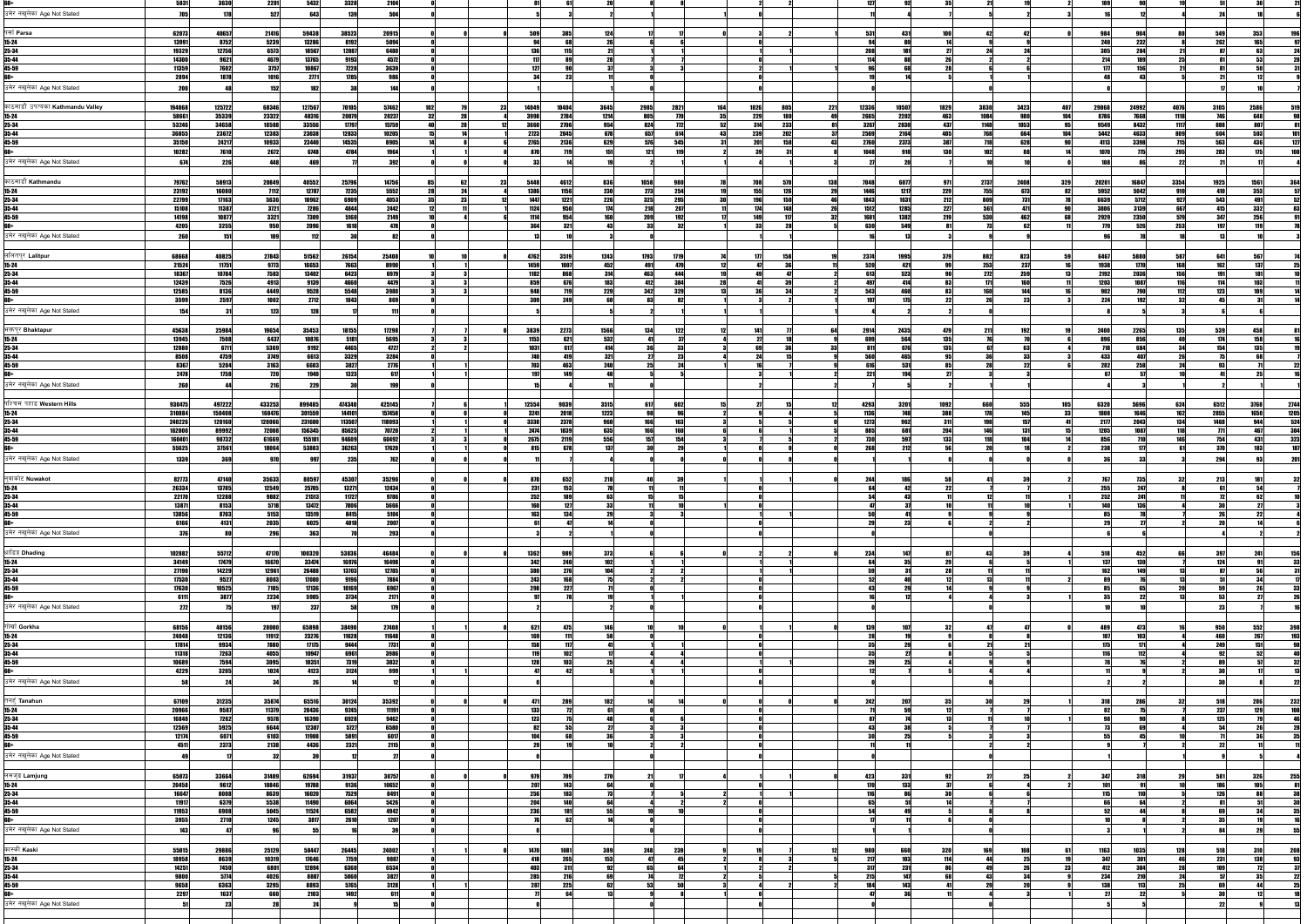| | | | | | | | | | | | | | | | | | | | | | | | | | | | | | | |
|---|---|---|---|---|---|---|---|---|---|---|---|---|---|---|---|---|---|---|---|---|---|---|---|---|---|---|---|---|---|---|
| 60+ | 5831 | 3630 | 2201 | 5432 | 3328 | 2104 | | | 0 | 81 | 61 | 20 | | | | 2 | 2 | | 127 | 92 | 35 | 21 | 19 | 2 | 109 | 90 | 19 | 51 | 30 | 21 |
| उमेर नखुलेका Age Not Stated | 705 | 178 | 527 | 643 | 139 | 504 | | | 0 | 5 | 3 | 2 | | | | | | 0 | 11 | | 4 | 5 | | 2 | 16 | 12 | | 24 | 18 | |
| | | | | | | | | | | | | | | | | | | | | | | | | | | | | | | |
| पर्सा Parsa | 62673 | 40657 | 21416 | 59438 | 38523 | 20915 | | | 0 | 509 | 385 | 124 | 17 | 17 | | | | 0 | 531 | 431 | 100 | 42 | 42 | | 984 | 904 | 80 | 549 | 353 | 196 |
| 15-24 | 13991 | 8752 | 5239 | 13286 | 8192 | 5094 | | | 0 | 94 | 68 | 26 | | | | | | | 94 | 80 | 14 | 9 | 9 | | 240 | 232 | 8 | 262 | 165 | 97 |
| 25-34 | 19329 | 12756 | 6573 | 18567 | 12087 | 6480 | | | 0 | 136 | 115 | 21 | 1 | 1 | | | | | 208 | 181 | 27 | 24 | 24 | | 305 | 284 | 21 | 87 | 63 | 24 |
| 35-44 | 14300 | 9621 | 4679 | 13765 | 9193 | 4572 | | | 0 | 117 | 89 | 28 | 7 | 7 | | | | | 114 | 88 | 26 | 2 | 2 | | 214 | 189 | 25 | 81 | 53 | 28 |
| 45-59 | 11359 | 7602 | 3757 | 10867 | 7228 | 3639 | | | 0 | 127 | 90 | 37 | 3 | 3 | | 2 | 1 | 1 | 96 | 68 | 28 | 6 | 6 | | 177 | 156 | 21 | 81 | 50 | 31 |
| 60+ | 2894 | 1878 | 1016 | 2771 | 1785 | 986 | | | 0 | 34 | 23 | 11 | | | | | | | 19 | 14 | 5 | 1 | 1 | | 48 | 43 | 5 | 21 | 12 | 9 |
| उमेर नखुलेका Age Not Stated | 200 | 48 | 152 | 182 | 38 | 144 | | | 0 | 1 | 1 | | | | | | | | 1 | | | 3 | 3 | | | | | 17 | 10 | 7 |
| | | | | | | | | | | | | | | | | | | | | | | | | | | | | | | |
| काठमाडौं उपत्यका Kathmandu Valley | 194068 | 125722 | 68346 | 127567 | 70105 | 57462 | 102 | 79 | 23 | 14049 | 10404 | 3645 | 2985 | 2821 | 164 | 1026 | 805 | 221 | 12336 | 10507 | 1829 | 3830 | 3423 | 407 | 29068 | 24992 | 4076 | 3105 | 2586 | 519 |
| 15-24 | 58661 | 35339 | 23322 | 40316 | 20079 | 20237 | 32 | 28 | 4 | 3998 | 2784 | 1214 | 805 | 770 | 35 | 229 | 180 | 49 | 2665 | 2202 | 463 | 1084 | 980 | 104 | 8786 | 7668 | 1118 | 746 | 648 | 98 |
| 25-34 | 53246 | 34658 | 18588 | 35556 | 17797 | 15759 | 40 | 28 | 12 | 3660 | 2706 | 954 | 824 | 772 | 52 | 314 | 233 | 81 | 3267 | 2830 | 437 | 1148 | 1053 | 95 | 9549 | 8432 | 1117 | 888 | 807 | 81 |
| 35-44 | 36655 | 23672 | 12983 | 23038 | 12833 | 10205 | 15 | 14 | 1 | 2723 | 2045 | 678 | 657 | 614 | 43 | 239 | 202 | 37 | 2569 | 2164 | 405 | 768 | 664 | 104 | 5442 | 4633 | 809 | 604 | 503 | 101 |
| 45-59 | 35150 | 24217 | 10933 | 23440 | 14535 | 8905 | 14 | 8 | 6 | 2765 | 2136 | 629 | 576 | 545 | 31 | 201 | 158 | 43 | 2760 | 2373 | 387 | 718 | 628 | 90 | 4113 | 3398 | 715 | 563 | 436 | 127 |
| 60+ | 10282 | 7610 | 2672 | 6748 | 4784 | 1964 | 1 | 1 | | 870 | 719 | 151 | 121 | 119 | 2 | 39 | 31 | 8 | 1048 | 918 | 130 | 102 | 88 | 14 | 1070 | 775 | 295 | 283 | 175 | 108 |
| उमेर नखुलेका Age Not Stated | 674 | 226 | 448 | 469 | 77 | 392 | | | | 33 | 14 | 19 | 2 | 1 | | | | | 27 | 20 | 7 | 10 | 10 | | 108 | 86 | 22 | 21 | 17 | 4 |
| | | | | | | | | | | | | | | | | | | | | | | | | | | | | | | |
| काठमाडौं Kathmandu | 79762 | 58913 | 20849 | 40552 | 25796 | 14756 | 85 | 62 | 23 | 5448 | 4612 | 836 | 1058 | 980 | 78 | 708 | 570 | 138 | 7648 | 6677 | 971 | 2737 | 2408 | 329 | 20201 | 16847 | 3354 | 1925 | 1561 | 364 |
| 15-24 | 23192 | 16080 | 7112 | 12787 | 7235 | 5552 | 28 | 24 | 4 | 1386 | 1156 | 230 | 273 | 254 | 19 | 155 | 126 | 29 | 1446 | 1217 | 229 | 755 | 673 | 82 | 5952 | 5042 | 910 | 410 | 353 | 57 |
| 25-34 | 22799 | 17163 | 5636 | 10962 | 6909 | 4053 | 35 | 23 | 12 | 1447 | 1221 | 226 | 325 | 295 | 30 | 196 | 150 | 46 | 1843 | 1631 | 212 | 809 | 731 | 78 | 6639 | 5712 | 927 | 543 | 491 | 52 |
| 35-44 | 15108 | 11387 | 3721 | 7286 | 4844 | 2442 | 12 | 11 | 1 | 1124 | 950 | 174 | 218 | 207 | 11 | 174 | 148 | 26 | 1512 | 1285 | 227 | 561 | 471 | 90 | 3806 | 3139 | 667 | 415 | 332 | 83 |
| 45-59 | 14198 | 10877 | 3321 | 7309 | 5160 | 2149 | 10 | 4 | 6 | 1114 | 954 | 160 | 209 | 192 | 17 | 149 | 117 | 32 | 1601 | 1382 | 219 | 530 | 462 | 68 | 2929 | 2350 | 579 | 347 | 256 | 91 |
| 60+ | 4205 | 3255 | 950 | 2096 | 1618 | 478 | | | | 364 | 321 | 43 | 33 | 32 | 1 | 33 | 28 | 5 | 630 | 549 | 81 | 73 | 62 | 11 | 779 | 526 | 253 | 197 | 119 | 78 |
| उमेर नखुलेका Age Not Stated | 260 | 151 | 109 | 112 | 30 | 82 | | | | 13 | 10 | 3 | | | | 1 | 1 | | 16 | 13 | 3 | 9 | 9 | | 96 | 78 | 18 | 13 | 10 | 3 |
| | | | | | | | | | | | | | | | | | | | | | | | | | | | | | | |
| ललितपुर Lalitpur | 68868 | 40825 | 28043 | 51562 | 26154 | 25408 | 10 | 10 | | 4762 | 3519 | 1243 | 1793 | 1719 | 74 | 177 | 158 | 19 | 2374 | 1995 | 379 | 882 | 823 | 59 | 6467 | 5880 | 587 | 641 | 567 | 74 |
| 15-24 | 21524 | 11751 | 9773 | 16653 | 7663 | 8990 | 1 | 1 | | 1459 | 1007 | 452 | 491 | 479 | 12 | 47 | 36 | 11 | 520 | 421 | 99 | 253 | 237 | 16 | 1938 | 1770 | 168 | 162 | 137 | 25 |
| 25-34 | 18367 | 10784 | 7583 | 13402 | 6423 | 6979 | 3 | 3 | | 1182 | 868 | 314 | 463 | 444 | 19 | 49 | 47 | 2 | 613 | 523 | 90 | 272 | 259 | 13 | 2192 | 2036 | 156 | 191 | 181 | 10 |
| 35-44 | 12439 | 7526 | 4913 | 9139 | 4660 | 4479 | 3 | 3 | | 859 | 676 | 183 | 412 | 384 | 28 | 41 | 39 | 2 | 497 | 414 | 83 | 171 | 168 | 3 | 1203 | 1087 | 116 | 114 | 103 | 11 |
| 45-59 | 12585 | 8136 | 4449 | 9528 | 5548 | 3980 | 3 | 3 | | 948 | 719 | 229 | 342 | 329 | 13 | 36 | 34 | 2 | 543 | 460 | 83 | 160 | 144 | 16 | 902 | 790 | 112 | 123 | 109 | 14 |
| 60+ | 3599 | 2597 | 1002 | 2712 | 1843 | 869 | | | | 309 | 249 | 60 | 83 | 82 | 1 | 3 | 2 | 1 | 197 | 175 | 22 | 26 | 23 | 3 | 224 | 192 | 32 | 45 | 31 | 14 |
| उमेर नखुलेका Age Not Stated | 154 | 31 | 123 | 128 | 17 | 111 | | | | 5 | | | 2 | 1 | 1 | 1 | | | 4 | 2 | 2 | | | | 8 | 5 | 3 | 6 | 6 | |
| | | | | | | | | | | | | | | | | | | | | | | | | | | | | | | |
| भक्तपुर Bhaktapur | 45638 | 25984 | 19654 | 35453 | 18155 | 17298 | 7 | 7 | | 3839 | 2273 | 1566 | 134 | 122 | 12 | 141 | 77 | 64 | 2314 | 1835 | 479 | 211 | 192 | 19 | 2400 | 2265 | 135 | 539 | 458 | 81 |
| 15-24 | 13945 | 7508 | 6437 | 10876 | 5181 | 5695 | 3 | 3 | | 1153 | 621 | 532 | 41 | 37 | 4 | 27 | 18 | 9 | 699 | 564 | 135 | 76 | 70 | 6 | 896 | 856 | 40 | 174 | 158 | 16 |
| 25-34 | 12080 | 6711 | 5369 | 9192 | 4465 | 4727 | 2 | 2 | | 1031 | 617 | 414 | 36 | 33 | 3 | 69 | 36 | 33 | 811 | 676 | 135 | 67 | 63 | 4 | 718 | 684 | 34 | 154 | 135 | 19 |
| 35-44 | 8508 | 4759 | 3749 | 6613 | 3329 | 3284 | | | | 740 | 419 | 321 | 27 | 23 | 4 | 24 | 15 | 9 | 560 | 465 | 95 | 36 | 33 | 3 | 433 | 407 | 26 | 75 | 68 | 7 |
| 45-59 | 8367 | 5204 | 3163 | 6603 | 3827 | 2776 | | | | 703 | 463 | 240 | 25 | 24 | 1 | 16 | 7 | 9 | 616 | 531 | 85 | 26 | 22 | 4 | 282 | 258 | 24 | 93 | 71 | 22 |
| 60+ | 2478 | 1758 | 720 | 1940 | 1323 | 617 | 1 | 1 | | 197 | 149 | 48 | 5 | 5 | | 3 | 1 | 2 | 221 | 194 | 27 | 3 | 3 | | 67 | 57 | 10 | 41 | 25 | 16 |
| उमेर नखुलेका Age Not Stated | 260 | 44 | 216 | 229 | 30 | 199 | | | | 15 | 4 | 11 | | | | 2 | 1 | 1 | 7 | 5 | 2 | 3 | 1 | 2 | 4 | 3 | 1 | 2 | 1 | 1 |
| | | | | | | | | | | | | | | | | | | | | | | | | | | | | | | |
| पश्चिम पहाड Western Hills | 930475 | 497222 | 433253 | 899485 | 474340 | 425145 | 3 | 3 | | 12554 | 9039 | 3515 | 617 | 602 | 15 | 27 | 15 | 12 | 4293 | 3201 | 1092 | 660 | 535 | 105 | 6320 | 5696 | 624 | 6512 | 3768 | 2744 |
| 15-24 | 310884 | 150408 | 160476 | 301598 | 144191 | 157458 | | | | 3241 | 2018 | 1223 | 98 | 96 | 2 | | | | 1136 | 748 | 388 | 178 | 145 | 33 | 1808 | 1646 | 162 | 2855 | 1650 | 1205 |
| 25-34 | 240226 | 120160 | 120066 | 231600 | 113507 | 118093 | 1 | 1 | | 3338 | 2378 | 960 | 166 | 163 | 3 | 2 | 1 | 1 | 1273 | 962 | 311 | 198 | 157 | 41 | 2177 | 2043 | 134 | 1468 | 944 | 524 |
| 35-44 | 182000 | 89992 | 92008 | 156345 | 85625 | 70720 | 1 | 1 | | 2474 | 1839 | 635 | 166 | 160 | 6 | 6 | 1 | 5 | 885 | 681 | 204 | 146 | 131 | 15 | 1205 | 1087 | 118 | 771 | 467 | 304 |
| 45-59 | 160401 | 98732 | 61669 | 155101 | 94609 | 60492 | 3 | 3 | | 2675 | 2119 | 556 | 157 | 154 | 3 | 7 | 4 | 3 | 730 | 597 | 133 | 118 | 104 | 14 | 856 | 719 | 140 | 754 | 431 | 323 |
| 60+ | 55625 | 37561 | 18064 | 53863 | 36263 | 17620 | | | | 815 | 678 | 137 | 30 | 29 | 1 | | | | 268 | 212 | 56 | 20 | 18 | 2 | 238 | 177 | 61 | 370 | 183 | 187 |
| उमेर नखुलेका Age Not Stated | 1339 | 369 | 970 | 997 | 235 | 762 | | | | 11 | 7 | 4 | | | | | | | 1 | 1 | | | | | 36 | 33 | 3 | 294 | 93 | 201 |
| | | | | | | | | | | | | | | | | | | | | | | | | | | | | | | |
| नुवाकोट Nuwakot | 82773 | 47140 | 35633 | 80597 | 45307 | 35290 | | | | 870 | 652 | 218 | 40 | 39 | 1 | | | | 244 | 186 | 58 | 41 | 39 | 2 | 767 | 735 | 32 | 213 | 181 | 32 |
| 15-24 | 26334 | 13785 | 12549 | 25705 | 13271 | 12434 | | | | 231 | 153 | 78 | 11 | 11 | | | | | 64 | 42 | 22 | 7 | 7 | | 255 | 247 | 8 | 61 | 54 | 7 |
| 25-34 | 22170 | 12288 | 9882 | 21153 | 11367 | 9786 | | | | 252 | 189 | 63 | 15 | 15 | | | | | 54 | 43 | 11 | 12 | 11 | 1 | 252 | 241 | 11 | 72 | 62 | 10 |
| 35-44 | 13871 | 8153 | 5718 | 13412 | 7806 | 5606 | | | | 160 | 127 | 33 | 11 | 10 | 1 | | | | 47 | 37 | 10 | 11 | 10 | 1 | 140 | 136 | 4 | 30 | 27 | 3 |
| 45-59 | 13856 | 8703 | 5153 | 13519 | 8415 | 5104 | | | | 163 | 134 | 29 | 3 | 3 | | | | | 50 | 41 | 9 | 4 | 4 | | 85 | 78 | 7 | 26 | 22 | 4 |
| 60+ | 6166 | 4131 | 2035 | 6025 | 4018 | 2007 | | | | 61 | 47 | 14 | | | | | | | 29 | 23 | 6 | | | | 29 | 27 | 2 | 20 | 14 | 6 |
| उमेर नखुलेका Age Not Stated | 376 | 80 | 296 | 363 | 70 | 293 | | | | 3 | 2 | 1 | | | | | | | | | | | | | 6 | 6 | | 4 | 1 | 3 |
| | | | | | | | | | | | | | | | | | | | | | | | | | | | | | | |
| धादिङ Dhading | 102882 | 55712 | 47170 | 100320 | 53836 | 46484 | | | | 1362 | 989 | 373 | 6 | 6 | | 2 | 2 | | 234 | 147 | 87 | 43 | 39 | 4 | 518 | 452 | 66 | 397 | 241 | 156 |
| 15-24 | 34149 | 17479 | 16670 | 33474 | 16976 | 16498 | | | | 342 | 240 | 102 | | | | 1 | 1 | | 64 | 35 | 29 | 6 | 6 | | 137 | 130 | 7 | 124 | 91 | 33 |
| 25-34 | 27190 | 14229 | 12961 | 26488 | 13703 | 12785 | | | | 380 | 276 | 104 | | | | | | | 59 | 31 | 28 | 12 | 11 | 1 | 162 | 149 | 13 | 87 | 56 | 31 |
| 35-44 | 17530 | 9527 | 8003 | 17080 | 9196 | 7884 | | | | 243 | 168 | 75 | 2 | 2 | | | | | 52 | 40 | 12 | 13 | 13 | | 89 | 76 | 13 | 51 | 34 | 17 |
| 45-59 | 17630 | 10525 | 7105 | 17136 | 10169 | 6967 | | | | 298 | 227 | 71 | 2 | 2 | | | | | 43 | 29 | 14 | 9 | 9 | | 85 | 65 | 20 | 59 | 26 | 33 |
| 60+ | 6111 | 3877 | 2234 | 5905 | 3734 | 2171 | | | | 97 | 78 | 19 | 2 | 2 | | | | | 16 | 12 | 4 | 3 | | | 35 | 22 | 13 | 53 | 27 | 26 |
| उमेर नखुलेका Age Not Stated | 272 | 75 | 197 | 237 | 58 | 179 | | | | 2 | | | | | | | | | | | | | | | 10 | 10 | | 23 | 7 | 16 |
| | | | | | | | | | | | | | | | | | | | | | | | | | | | | | | |
| गोरखा Gorkha | 68156 | 40156 | 28000 | 65898 | 38490 | 27408 | 1 | 1 | | 621 | 475 | 146 | 10 | 10 | | 1 | 1 | | 139 | 107 | 32 | 47 | 47 | | 489 | 473 | 16 | 950 | 552 | 398 |
| 15-24 | 24048 | 12136 | 11912 | 23276 | 11628 | 11648 | | | | 169 | 111 | 58 | | | | | | | 28 | 19 | 9 | 8 | 8 | | 107 | 103 | 4 | 460 | 267 | 193 |
| 25-34 | 17814 | 9934 | 7880 | 17175 | 9444 | 7731 | | | | 158 | 117 | 41 | 1 | 1 | | | | | 35 | 29 | 6 | 21 | 21 | | 175 | 171 | 4 | 240 | 151 | 89 |
| 35-44 | 11318 | 7263 | 4055 | 10947 | 6961 | 3986 | | | | 119 | 102 | 17 | 4 | 4 | | | | | 35 | 27 | 8 | 8 | 8 | | 116 | 112 | 4 | 92 | 52 | 40 |
| 45-59 | 10689 | 7594 | 3095 | 10351 | 7319 | 3032 | | | | 126 | 103 | 23 | 4 | 4 | | | | | 29 | 25 | 4 | 9 | 9 | | 78 | 76 | 2 | 89 | 57 | 32 |
| 60+ | 4229 | 3205 | 1024 | 4123 | 3124 | 999 | 1 | 1 | | 47 | 42 | 5 | 1 | 1 | | | | | 12 | 7 | 5 | 1 | 1 | | 11 | 9 | 2 | 30 | 17 | 13 |
| उमेर नखुलेका Age Not Stated | 58 | 24 | 34 | 26 | 12 | 14 | | | | 2 | | | | | | | | | | | | | | | 2 | | | 30 | 8 | 22 |
| | | | | | | | | | | | | | | | | | | | | | | | | | | | | | | |
| तनहुँ Tanahun | 67109 | 31235 | 35874 | 65516 | 30124 | 35392 | | | | 471 | 289 | 182 | 14 | 14 | | | | | 242 | 207 | 35 | 30 | 29 | 1 | 318 | 286 | 32 | 518 | 286 | 232 |
| 15-24 | 20966 | 9587 | 11379 | 20436 | 9245 | 11191 | | | | 133 | 72 | 61 | | | | | | | 71 | 59 | 12 | 1 | 1 | | 82 | 75 | 7 | 237 | 129 | 108 |
| 25-34 | 16840 | 7262 | 9578 | 16390 | 6928 | 9462 | | | | 123 | 75 | 48 | 6 | 6 | | | | | 87 | 74 | 13 | 11 | 10 | 1 | 98 | 90 | 8 | 125 | 79 | 46 |
| 35-44 | 12569 | 5925 | 6644 | 12307 | 5727 | 6580 | | | | 82 | 55 | 27 | 4 | 4 | | | | | 43 | 38 | 5 | 7 | 7 | | 73 | 69 | 4 | 54 | 26 | 28 |
| 45-59 | 12174 | 6071 | 6103 | 11908 | 5891 | 6017 | | | | 104 | 68 | 36 | 3 | 3 | | | | | 30 | 25 | 5 | 9 | 9 | | 55 | 45 | 10 | 71 | 36 | 35 |
| 60+ | 4511 | 2373 | 2138 | 4436 | 2321 | 2115 | | | | 29 | 19 | 10 | | | | | | | 9 | 9 | | | | | 11 | | | 22 | 11 | 11 |
| उमेर नखुलेका Age Not Stated | 49 | 17 | 32 | 39 | 12 | 27 | | | | | | | | | | | | | 2 | 2 | | | | | | | | 9 | 5 | 4 |
| | | | | | | | | | | | | | | | | | | | | | | | | | | | | | | |
| लमजुङ Lamjung | 65673 | 33664 | 31409 | 62694 | 31937 | 30757 | | | | 979 | 709 | 270 | 21 | 17 | 4 | | | | 423 | 331 | 92 | 27 | 25 | 2 | 347 | 318 | 29 | 581 | 326 | 255 |
| 15-24 | 20458 | 9612 | 10846 | 19788 | 9136 | 10652 | | | | 207 | 143 | 64 | | | | | | | 170 | 133 | 37 | 6 | 6 | | 101 | 91 | 10 | 186 | 105 | 81 |
| 25-34 | 16647 | 8008 | 8639 | 16020 | 7529 | 8491 | | | | 256 | 183 | 73 | | | | | | | 116 | 86 | 30 | 6 | 4 | 2 | 115 | 110 | 5 | 126 | 88 | 38 |
| 35-44 | 11917 | 6379 | 5538 | 11490 | 6064 | 5426 | | | | 204 | 140 | 64 | 3 | 3 | | | | | 65 | 51 | 14 | 7 | 7 | | 66 | 64 | 2 | 81 | 51 | 30 |
| 45-59 | 11953 | 6908 | 5045 | 11526 | 6584 | 4942 | | | | 236 | 181 | 55 | 10 | 10 | | | | | 54 | 49 | 5 | 8 | 8 | | 52 | 44 | 8 | 69 | 34 | 35 |
| 60+ | 3955 | 2710 | 1245 | 3817 | 2610 | 1207 | | | | 76 | 62 | 14 | | | | | | | 17 | 11 | 6 | | | | 10 | 8 | 2 | 35 | 19 | 16 |
| उमेर नखुलेका Age Not Stated | 143 | 47 | 96 | 55 | 16 | 39 | | | | | | | | | | | | | 1 | 1 | | | | | 3 | 1 | 2 | 84 | 29 | 55 |
| | | | | | | | | | | | | | | | | | | | | | | | | | | | | | | |
| कास्की Kaski | 55015 | 29886 | 25129 | 50447 | 26445 | 24002 | 1 | 1 | | 1470 | 1081 | 389 | 248 | 239 | 9 | 19 | 7 | 12 | 980 | 660 | 320 | 169 | 108 | 61 | 1163 | 1035 | 128 | 518 | 310 | 208 |
| 15-24 | 18958 | 8639 | 10319 | 17646 | 7759 | 9887 | | | | 418 | 265 | 153 | 47 | 45 | 2 | 1 | 1 | | 217 | 103 | 114 | 44 | 25 | 19 | 347 | 301 | 46 | 231 | 138 | 93 |
| 25-34 | 14251 | 7450 | 6801 | 12894 | 6360 | 6534 | | | | 403 | 311 | 92 | 65 | 64 | 1 | 2 | 2 | | 317 | 231 | 86 | 49 | 26 | 23 | 412 | 384 | 28 | 109 | 72 | 37 |
| 35-44 | 9800 | 5774 | 4026 | 8887 | 5060 | 3827 | | | | 285 | 216 | 69 | 74 | 72 | 2 | 5 | 5 | | 215 | 147 | 68 | 43 | 34 | 9 | 234 | 219 | 15 | 57 | 35 | 22 |
| 45-59 | 9658 | 6363 | 3295 | 8893 | 5765 | 3128 | | | | 287 | 225 | 62 | 53 | 50 | 3 | 4 | 3 | 1 | 184 | 143 | 41 | 29 | 20 | 9 | 138 | 113 | 25 | 69 | 44 | 25 |
| 60+ | 2297 | 1637 | 660 | 2103 | 1492 | 611 | 1 | 1 | | 77 | 64 | 13 | 9 | 8 | 1 | | | | 47 | 36 | 11 | 4 | 3 | 1 | 27 | 22 | 5 | 30 | 12 | 18 |
| उमेर नखुलेका Age Not Stated | 51 | 23 | 28 | 24 | 9 | 15 | | | | | | | | | | | | | | | | | | | 5 | | | 22 | 9 | 13 |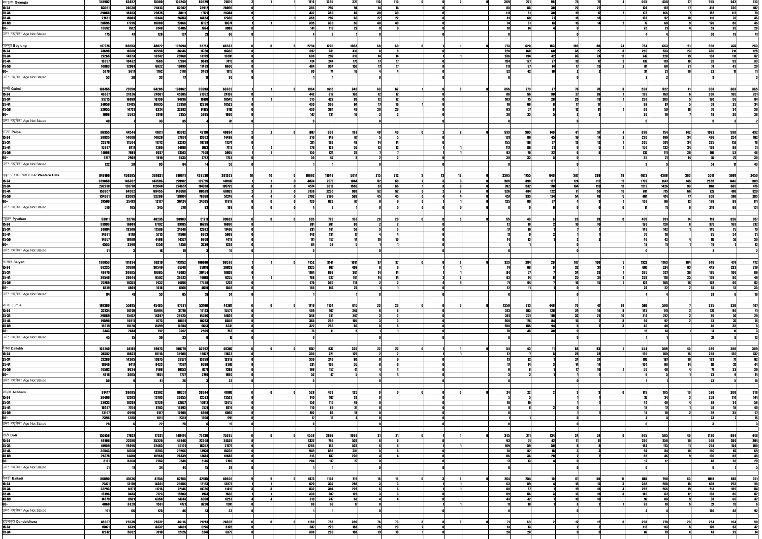| | | | | | | | | | | | | | | | | | | | | | | | | | | | | | | | | |
|---|---|---|---|---|---|---|---|---|---|---|---|---|---|---|---|---|---|---|---|---|---|---|---|---|---|---|---|---|---|---|---|---|
| स्याङ्जा Syangja | 158982 | 83402 | 75580 | 155245 | 80629 | 74616 | 2 | 1 | | | 1716 | 1395 | 321 | 115 | 115 | | 0 | | | | 369 | 271 | 98 | 75 | 75 | 7 | 505 | 458 | 47 | 955 | 542 | 413 |
| 15-24 | 53051 | 24638 | 28413 | 52002 | 23912 | 28090 | 0 | | | | 386 | 292 | 94 | 14 | 14 | | 0 | | | | 85 | 55 | 30 | 22 | 22 | | 124 | 107 | 17 | 418 | 236 | 182 |
| 25-34 | 39058 | 18483 | 20575 | 38111 | 17727 | 20384 | 0 | | | | 432 | 350 | 82 | 30 | 30 | | 0 | | | | 111 | 81 | 30 | 19 | 17 | 2 | 173 | 166 | 7 | 182 | 112 | 70 |
| 35-44 | 27451 | 15007 | 12444 | 26753 | 14453 | 12300 | 0 | | | | 358 | 292 | 66 | 22 | 22 | | 0 | | | | 81 | 60 | 21 | 18 | 18 | | 102 | 92 | 10 | 116 | 70 | 46 |
| 45-59 | 28595 | 17795 | 10800 | 27866 | 17192 | 10674 | 1 | | | | 395 | 339 | 56 | 40 | 40 | | 0 | | | | 74 | 61 | 13 | 16 | 14 | 2 | 77 | 68 | 9 | 126 | 80 | 46 |
| 60+ | 10652 | 7512 | 3140 | 10406 | 7324 | 3082 | 0 | | | | 141 | 119 | 22 | 9 | 9 | | 0 | | | | 18 | 14 | 4 | | | | 25 | 21 | 4 | 53 | 25 | 28 |
| उमेर नखुलेका Age Not Stated | 175 | 47 | 128 | 107 | 21 | 86 | 0 | | | | 4 | 3 | 1 | | | | 0 | | | | | | | | | | 4 | 4 | | 60 | 19 | 41 |
| बाग्लुङ Baglung | 107375 | 58853 | 48522 | 102694 | 55761 | 46933 | 0 | | | | 2294 | 1226 | 1068 | 60 | 60 | | 0 | | | | 773 | 620 | 153 | 109 | 85 | 24 | 754 | 663 | 91 | 690 | 437 | 253 |
| 15-24 | 37698 | 18700 | 18998 | 36146 | 17780 | 18366 | 0 | | | | 697 | 281 | 416 | 2 | 2 | | 0 | | | | 220 | 160 | 60 | 35 | 27 | 8 | 256 | 233 | 23 | 336 | 211 | 125 |
| 25-34 | 27265 | 14023 | 13242 | 25960 | 13159 | 12801 | 0 | | | | 608 | 292 | 316 | 14 | 14 | | 1 | | | | 236 | 194 | 42 | 36 | 24 | 12 | 247 | 228 | 19 | 163 | 111 | 52 |
| 35-44 | 18097 | 10432 | 7665 | 17264 | 9849 | 7415 | 0 | | | | 414 | 244 | 170 | 17 | 17 | | 0 | | | | 154 | 127 | 27 | 19 | 17 | 2 | 137 | 119 | 18 | 92 | 59 | 33 |
| 45-59 | 18883 | 12061 | 6822 | 18099 | 11493 | 6606 | 0 | | | | 484 | 334 | 150 | 17 | 17 | | 0 | | | | 111 | 97 | 14 | 17 | 15 | 2 | 81 | 60 | 21 | 74 | 45 | 29 |
| 60+ | 5379 | 3617 | 1762 | 5179 | 3463 | 1716 | 0 | | | | 90 | 74 | 16 | 4 | 4 | | 0 | | | | 52 | 42 | 10 | 2 | 2 | | 31 | 21 | 10 | 22 | 11 | 11 |
| उमेर नखुलेका Age Not Stated | 53 | 20 | 33 | 47 | 17 | 30 | 0 | | | | | | | | | | 0 | | | | | | | | | | 2 | 2 | | 3 | | 3 |
| गुल्मी Gulmi | 136755 | 72550 | 64205 | 133062 | 69693 | 63369 | 1 | 1 | | | 1964 | 1615 | 349 | 63 | 62 | 1 | 0 | | | | 356 | 279 | 77 | 78 | 75 | 3 | 563 | 522 | 41 | 668 | 303 | 365 |
| 15-24 | 46387 | 21826 | 24561 | 45285 | 21092 | 24193 | 0 | | | | 442 | 312 | 130 | 12 | 12 | | 0 | | | | 86 | 56 | 30 | 27 | 26 | 1 | 169 | 163 | 6 | 366 | 165 | 201 |
| 25-34 | 35715 | 18979 | 16736 | 34736 | 18191 | 16545 | 1 | 1 | | | 515 | 422 | 93 | 12 | 12 | | 0 | | | | 103 | 75 | 28 | 20 | 19 | 1 | 208 | 203 | 5 | 120 | 56 | 64 |
| 35-44 | 24050 | 13415 | 10635 | 23359 | 12836 | 10523 | 0 | | | | 430 | 366 | 64 | 17 | 16 | 1 | 0 | | | | 76 | 68 | 8 | 17 | 17 | | 92 | 87 | 5 | 59 | 25 | 34 |
| 45-59 | 22955 | 14731 | 8224 | 22292 | 14175 | 8117 | 0 | | | | 430 | 384 | 46 | 20 | 20 | | 0 | | | | 63 | 57 | 6 | 12 | 11 | 1 | 68 | 50 | 18 | 70 | 34 | 36 |
| 60+ | 7608 | 5592 | 2016 | 7355 | 5395 | 1960 | 0 | | | | 147 | 131 | 16 | 2 | 2 | | 0 | | | | 28 | 23 | 5 | 2 | 2 | | 26 | 19 | 7 | 48 | 20 | 28 |
| उमेर नखुलेका Age Not Stated | 40 | 7 | 33 | 35 | 4 | 31 | 0 | | | | | | | | | | 0 | | | | | | | | | | | | | 5 | 3 | 2 |
| पाल्पा Palpa | 86355 | 44544 | 41811 | 83012 | 42118 | 40894 | 2 | 2 | | | 807 | 608 | 199 | 40 | 40 | | 2 | 2 | | | 533 | 393 | 140 | 41 | 37 | 4 | 896 | 754 | 142 | 1022 | 590 | 432 |
| 15-24 | 28835 | 14006 | 14829 | 27801 | 13302 | 14499 | 0 | | | | 216 | 149 | 67 | 5 | 5 | | 0 | | | | 131 | 86 | 45 | 16 | 14 | 2 | 230 | 196 | 34 | 436 | 254 | 182 |
| 25-34 | 23276 | 11504 | 11772 | 22313 | 10739 | 11574 | 0 | | | | 211 | 163 | 48 | 14 | 14 | | 0 | | | | 155 | 118 | 37 | 13 | 12 | 1 | 335 | 301 | 34 | 235 | 157 | 78 |
| 35-44 | 15397 | 8117 | 7280 | 14786 | 7673 | 7113 | 0 | | | | 179 | 129 | 50 | 12 | 12 | | 0 | | | | 117 | 86 | 31 | 6 | 5 | 1 | 156 | 122 | 34 | 139 | 88 | 51 |
| 45-59 | 14008 | 7981 | 6027 | 13513 | 7608 | 5905 | 0 | | | | 150 | 124 | 26 | 7 | 7 | | 2 | 2 | | | 92 | 70 | 22 | 6 | 6 | | 137 | 111 | 26 | 101 | 53 | 48 |
| 60+ | 4717 | 2907 | 1810 | 4535 | 2782 | 1753 | 0 | | | | 50 | 42 | 8 | 2 | 2 | | 0 | | | | 38 | 33 | 5 | | | | 35 | 21 | 14 | 57 | 27 | 30 |
| उमेर नखुलेका Age Not Stated | 122 | 29 | 93 | 64 | 14 | 50 | 0 | | | | 1 | 1 | | | | | 0 | | | | | | | | | | 3 | 3 | | 54 | 11 | 43 |
| सुदूर पश्चिम पहाड Far Western Hills | 849106 | 459285 | 389821 | 819841 | 438538 | 381303 | 10 | 10 | | | 16062 | 11048 | 5014 | 215 | 212 | 3 | 13 | 13 | | | 2395 | 1755 | 640 | 387 | 339 | 48 | 4672 | 4309 | 363 | 5511 | 3061 | 2450 |
| 15-24 | 289858 | 146352 | 143506 | 279912 | 139725 | 140187 | 0 | | | | 4834 | 2970 | 1864 | 52 | 50 | 2 | 3 | 3 | | | 585 | 398 | 187 | 124 | 112 | 12 | 1792 | 1647 | 145 | 2555 | 1446 | 1109 |
| 25-34 | 232810 | 120770 | 112040 | 224657 | 114928 | 109729 | 3 | 3 | | | 4574 | 3018 | 1556 | 57 | 56 | 1 | 1 | 1 | | | 702 | 532 | 170 | 134 | 119 | 15 | 1519 | 1426 | 93 | 1161 | 685 | 476 |
| 35-44 | 153957 | 84502 | 69455 | 148658 | 80629 | 68029 | 2 | 2 | | | 3138 | 2235 | 903 | 52 | 52 | | 3 | 3 | | | 526 | 404 | 122 | 71 | 56 | 15 | 781 | 715 | 66 | 727 | 407 | 320 |
| 45-59 | 134381 | 82083 | 52298 | 129914 | 78668 | 51246 | 4 | 4 | | | 2792 | 2199 | 593 | 45 | 45 | | 4 | 4 | | | 457 | 333 | 124 | 54 | 49 | 5 | 461 | 414 | 47 | 650 | 367 | 283 |
| 60+ | 37590 | 25413 | 12177 | 36424 | 24505 | 11919 | 1 | 1 | | | 720 | 623 | 97 | 9 | 9 | | 1 | 1 | | | 125 | 88 | 37 | 4 | 3 | 1 | 108 | 96 | 12 | 199 | 88 | 111 |
| उमेर नखुलेका Age Not Stated | 510 | 165 | 345 | 276 | 83 | 193 | 0 | | | | 4 | 3 | 1 | | | | 1 | 1 | | | | | | | | | 11 | 11 | | 219 | 68 | 151 |
| प्यूठान Pyuthan | 93011 | 52776 | 40235 | 90903 | 51211 | 39692 | 0 | | | | 895 | 729 | 166 | 20 | 20 | | 0 | | | | 55 | 49 | 6 | 20 | 20 | | 405 | 391 | 14 | 713 | 356 | 357 |
| 15-24 | 33993 | 16801 | 17192 | 33185 | 16295 | 16890 | 0 | | | | 281 | 201 | 80 | 2 | 2 | | 0 | | | | 12 | 10 | 2 | 10 | 10 | | 128 | 120 | 8 | 375 | 163 | 212 |
| 25-34 | 24894 | 13306 | 11588 | 24346 | 12882 | 11466 | 0 | | | | 231 | 181 | 50 | 3 | 3 | | 0 | | | | 17 | 16 | 1 | | | | 143 | 142 | 1 | 145 | 75 | 70 |
| 35-44 | 14891 | 9178 | 5713 | 14566 | 8903 | 5663 | 0 | | | | 148 | 131 | 17 | 4 | 4 | | 0 | | | | 11 | 9 | 2 | | | | 76 | 76 | | 85 | 54 | 31 |
| 45-59 | 14657 | 10189 | 4468 | 14327 | 9907 | 4419 | 0 | | | | 171 | 157 | 14 | 10 | 10 | | 0 | | | | 14 | 13 | 1 | | | | 46 | 42 | 4 | 87 | 57 | 30 |
| 60+ | 4555 | 3299 | 1256 | 4458 | 3220 | 1238 | 0 | | | | 64 | 59 | 5 | 1 | 1 | | 0 | | | | 1 | 1 | | | | | 12 | 11 | 1 | 19 | 7 | 12 |
| उमेर नखुलेका Age Not Stated | 21 | 3 | 18 | 19 | 3 | 16 | 0 | | | | | | | | | | 0 | | | | | | | | | | | | | 2 | | 2 |
| सल्यान Salyan | 180053 | 111834 | 68219 | 173152 | 106616 | 66536 | 1 | 1 | | | 4152 | 3141 | 1011 | 37 | 37 | | 8 | 8 | | | 323 | 294 | 29 | 107 | 100 | 7 | 1327 | 1163 | 164 | 946 | 474 | 472 |
| 15-24 | 68235 | 37686 | 30549 | 65748 | 35916 | 29832 | 0 | | | | 1325 | 917 | 408 | 1 | 1 | | 1 | 1 | | | 74 | 68 | 6 | 32 | 31 | 1 | 607 | 524 | 83 | 442 | 223 | 219 |
| 25-34 | 49970 | 30905 | 19065 | 48083 | 29454 | 18629 | 0 | | | | 1194 | 893 | 301 | 14 | 14 | | 1 | 1 | | | 84 | 77 | 7 | 34 | 33 | 1 | 365 | 327 | 38 | 195 | 106 | 89 |
| 35-44 | 29546 | 20044 | 9502 | 28322 | 19067 | 9255 | 1 | 1 | | | 788 | 627 | 161 | 14 | 14 | | 2 | 2 | | | 82 | 74 | 8 | 25 | 21 | 4 | 203 | 178 | 25 | 109 | 60 | 49 |
| 45-59 | 25789 | 18357 | 7432 | 24766 | 17538 | 7228 | 0 | | | | 678 | 560 | 118 | 2 | 2 | | 4 | 4 | | | 71 | 64 | 7 | 16 | 15 | 1 | 124 | 108 | 16 | 128 | 66 | 62 |
| 60+ | 6419 | 4801 | 1618 | 6168 | 4610 | 1558 | 0 | | | | 166 | 144 | 22 | 1 | 1 | | 0 | | | | 12 | 11 | 1 | | | | 24 | 22 | 2 | 48 | 13 | 35 |
| उमेर नखुलेका Age Not Stated | 94 | 41 | 53 | 65 | 31 | 34 | 0 | | | | 1 | | 1 | | | | 0 | | | | | | | | | | 4 | 4 | | 24 | 6 | 18 |
| जुम्ला Jumla | 101300 | 55815 | 45485 | 97381 | 53100 | 44281 | 0 | | | | 1719 | 1104 | 615 | 23 | 23 | | 0 | | | | 1259 | 813 | 446 | 76 | 47 | 29 | 507 | 500 | 7 | 335 | 228 | 107 |
| 15-24 | 32734 | 16740 | 15994 | 31716 | 16143 | 15573 | 0 | | | | 409 | 167 | 242 | 8 | 8 | | 0 | | | | 313 | 185 | 128 | 24 | 16 | 8 | 143 | 141 | 2 | 121 | 80 | 41 |
| 25-34 | 29869 | 15472 | 14397 | 28625 | 14586 | 14039 | 0 | | | | 548 | 341 | 207 | 3 | 3 | | 0 | | | | 361 | 251 | 110 | 32 | 22 | 10 | 214 | 212 | 2 | 86 | 57 | 29 |
| 35-44 | 19590 | 10817 | 8773 | 18801 | 10243 | 8558 | 0 | | | | 364 | 259 | 105 | 3 | 3 | | 0 | | | | 260 | 176 | 84 | 15 | 7 | 8 | 94 | 92 | 2 | 53 | 37 | 16 |
| 45-59 | 15619 | 10120 | 5499 | 14954 | 9613 | 5341 | 0 | | | | 322 | 266 | 56 | 8 | 8 | | 0 | | | | 250 | 156 | 94 | 5 | 2 | 3 | 40 | 40 | | 40 | 35 | 5 |
| 60+ | 3443 | 2651 | 792 | 3262 | 2509 | 753 | 0 | | | | 76 | 71 | 5 | 1 | 1 | | 0 | | | | 75 | 45 | 30 | | | | 15 | 14 | 1 | 14 | 11 | 3 |
| उमेर नखुलेका Age Not Stated | 45 | 15 | 30 | 23 | 6 | 17 | 0 | | | | | | | | | | 0 | | | | | | | | | | 1 | 1 | | 21 | 8 | 13 |
| दैलेख Dailekh | 103240 | 54167 | 49073 | 100779 | 52392 | 48387 | 0 | | | | 1157 | 837 | 320 | 22 | 22 | | 0 | | | | 54 | 43 | 11 | 84 | 83 | 1 | 554 | 509 | 45 | 589 | 280 | 309 |
| 15-24 | 36752 | 18637 | 18115 | 35905 | 18072 | 17833 | 0 | | | | 350 | 221 | 129 | 2 | 2 | | 0 | | | | 12 | 7 | 5 | 28 | 28 | | 196 | 180 | 16 | 258 | 126 | 132 |
| 25-34 | 27280 | 14205 | 13075 | 26571 | 13659 | 12912 | 0 | | | | 336 | 246 | 90 | 6 | 6 | | 0 | | | | 13 | 12 | 1 | 24 | 24 | | 197 | 187 | 10 | 133 | 71 | 62 |
| 35-44 | 17840 | 9417 | 8423 | 17397 | 9090 | 8307 | 0 | | | | 221 | 166 | 55 | 6 | 6 | | 0 | | | | 17 | 14 | 3 | 14 | 14 | | 104 | 90 | 14 | 81 | 37 | 44 |
| 45-59 | 16502 | 9034 | 7468 | 16153 | 8771 | 7382 | 0 | | | | 198 | 157 | 41 | 4 | 4 | | 0 | | | | 9 | 8 | 1 | 17 | 16 | 1 | 50 | 46 | 4 | 71 | 32 | 39 |
| 60+ | 4816 | 2865 | 1951 | 4727 | 2797 | 1930 | 0 | | | | 52 | 47 | 5 | 4 | 4 | | 0 | | | | 3 | 2 | 1 | 1 | 1 | | 6 | 5 | 1 | 23 | 9 | 14 |
| उमेर नखुलेका Age Not Stated | 50 | 9 | 41 | 26 | 3 | 23 | 0 | | | | | | | | | | 0 | | | | | | | | | | 1 | 1 | | 23 | 5 | 18 |
| अछाम Achham | 81447 | 39085 | 42362 | 80251 | 38344 | 41907 | 0 | | | | 528 | 403 | 125 | 0 | | | 0 | | | | 24 | 22 | 2 | 3 | 3 | | 115 | 105 | 10 | 526 | 208 | 318 |
| 15-24 | 26496 | 12793 | 13703 | 26055 | 12532 | 13523 | 0 | | | | 140 | 107 | 33 | | | | 0 | | | | 2 | 2 | | | | | 37 | 34 | 3 | 258 | 114 | 144 |
| 25-34 | 22933 | 10207 | 12726 | 22627 | 10012 | 12615 | 0 | | | | 159 | 110 | 49 | | | | 0 | | | | 10 | 10 | | | | | 44 | 40 | 4 | 92 | 34 | 58 |
| 35-44 | 16487 | 7704 | 8783 | 16293 | 7574 | 8719 | 0 | | | | 110 | 89 | 21 | | | | 0 | | | | 4 | 4 | | 2 | 2 | | 18 | 17 | 1 | 58 | 18 | 40 |
| 45-59 | 13107 | 6990 | 6117 | 12900 | 6860 | 6040 | 0 | | | | 102 | 84 | 18 | | | | 0 | | | | 6 | 5 | 1 | 1 | 1 | | 12 | 10 | 2 | 92 | 35 | 57 |
| 60+ | 2396 | 1385 | 1011 | 2351 | 1360 | 991 | 0 | | | | 17 | 13 | 4 | | | | 0 | | | | 2 | 1 | 1 | | | | 4 | 4 | | 23 | 7 | 16 |
| उमेर नखुलेका Age Not Stated | 28 | 6 | 22 | 25 | 6 | 19 | 0 | | | | | | | | | | 0 | | | | | | | | | | | | | 3 | 3 | |
| डोटी Doti | 155158 | 77837 | 77321 | 148474 | 73439 | 75035 | 0 | | | | 4558 | 2892 | 1666 | 21 | 21 | | 0 | | | | 345 | 211 | 134 | 24 | 24 | | 605 | 565 | 40 | 1130 | 684 | 446 |
| 15-24 | 49106 | 23786 | 25320 | 46846 | 22308 | 24538 | 0 | | | | 1322 | 796 | 526 | 1 | 1 | | 0 | | | | 93 | 51 | 42 | 11 | 11 | | 260 | 250 | 10 | 568 | 364 | 204 |
| 25-34 | 41959 | 19496 | 22463 | 40131 | 18352 | 21779 | 0 | | | | 1266 | 743 | 523 | 6 | 6 | | 1 | 1 | | | 109 | 59 | 50 | 8 | 8 | | 184 | 173 | 11 | 254 | 154 | 100 |
| 35-44 | 30543 | 14760 | 15783 | 29266 | 13931 | 15335 | 0 | | | | 949 | 598 | 351 | 5 | 5 | | 0 | | | | 70 | 52 | 18 | 3 | 3 | | 94 | 84 | 10 | 156 | 87 | 69 |
| 45-59 | 25378 | 14410 | 10968 | 24339 | 13687 | 10652 | 0 | | | | 816 | 577 | 239 | 4 | 4 | | 0 | | | | 56 | 36 | 20 | 2 | 2 | | 55 | 46 | 9 | 106 | 58 | 48 |
| 60+ | 8121 | 5368 | 2753 | 7848 | 5146 | 2702 | 0 | | | | 204 | 177 | 27 | 5 | 5 | | 0 | | | | 17 | 13 | 4 | | | | 12 | 12 | | 40 | 20 | 20 |
| उमेर नखुलेका Age Not Stated | 51 | 17 | 34 | 44 | 15 | 29 | 0 | | | | 1 | 1 | | | | | 0 | | | | | | | | | | | | | 6 | 1 | 5 |
| बैतडी Baitadi | 86890 | 45136 | 41754 | 82785 | 42185 | 40600 | 9 | 9 | | | 1873 | 1154 | 719 | 16 | 16 | | 3 | 3 | | | 264 | 254 | 10 | 61 | 50 | 11 | 861 | 798 | 63 | 1018 | 667 | 351 |
| 15-24 | 27471 | 13170 | 14301 | 26656 | 12783 | 13873 | 0 | | | | 620 | 332 | 288 | 3 | 3 | | 0 | | | | 63 | 59 | 4 | 16 | 13 | 3 | 303 | 285 | 18 | 408 | 293 | 115 |
| 25-34 | 23293 | 11577 | 11716 | 22146 | 10736 | 11410 | 3 | 3 | | | 532 | 304 | 228 | 3 | 3 | | 1 | 1 | | | 88 | 87 | 1 | 19 | 15 | 4 | 285 | 266 | 19 | 213 | 159 | 54 |
| 35-44 | 16196 | 8473 | 7723 | 15503 | 7973 | 7530 | 2 | 2 | | | 330 | 207 | 123 | 3 | 3 | | 0 | | | | 59 | 56 | 3 | 13 | 10 | 3 | 149 | 137 | 12 | 138 | 86 | 52 |
| 45-59 | 14879 | 8521 | 6358 | 14313 | 8060 | 6253 | 4 | 4 | | | 310 | 247 | 63 | 4 | 4 | | 2 | 2 | | | 43 | 42 | 1 | 10 | 10 | | 97 | 88 | 9 | 98 | 66 | 32 |
| 60+ | 4860 | 3329 | 1531 | 4721 | 3220 | 1501 | 0 | | | | 80 | 63 | 17 | 1 | 1 | | 0 | | | | 11 | 10 | 1 | 3 | 2 | 1 | 23 | 18 | 5 | 21 | 15 | 6 |
| उमेर नखुलेका Age Not Stated | 191 | 66 | 125 | 46 | 13 | 33 | 0 | | | | 1 | 1 | | | | | 0 | | | | | | | | | | 4 | 4 | | 140 | 48 | 92 |
| डडेलधुरा Dandeldhura | 48007 | 22635 | 25372 | 46116 | 21251 | 24865 | 0 | | | | 1180 | 788 | 392 | 76 | 73 | 3 | 0 | | | | 71 | 69 | 2 | 12 | 12 | | 298 | 278 | 20 | 254 | 164 | 90 |
| 15-24 | 15071 | 6739 | 8332 | 14401 | 6276 | 8125 | 0 | | | | 387 | 229 | 158 | 25 | 23 | 2 | 0 | | | | 13 | 13 | | 2 | 2 | | 118 | 113 | 5 | 125 | 83 | 42 |
| 25-34 | 12612 | 5602 | 7010 | 12126 | 5247 | 6879 | 0 | | | | 308 | 200 | 108 | 19 | 18 | 1 | 0 | | | | 20 | 20 | | | | | 87 | 79 | 8 | 43 | 29 | 14 |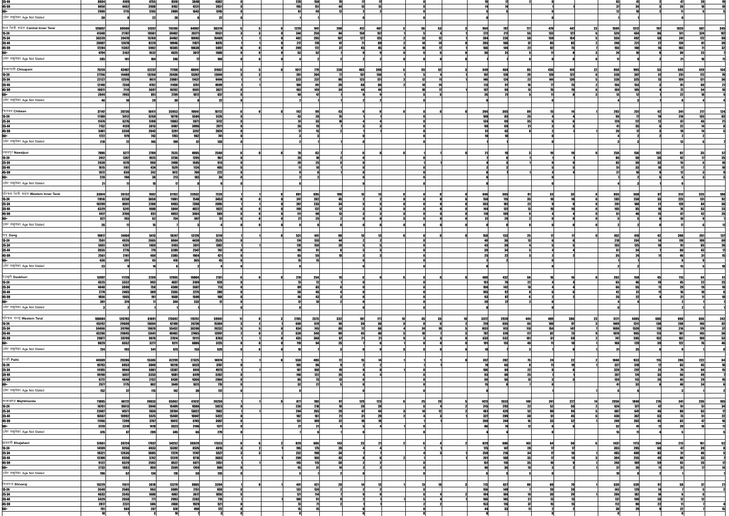| | | | | | | | | | | | | | | | | | | | | | | | | | | | | | | |
|---|---|---|---|---|---|---|---|---|---|---|---|---|---|---|---|---|---|---|---|---|---|---|---|---|---|---|---|---|---|---|
| 35-44 | 8864 | 4109 | 4755 | 8510 | 3848 | 4662 | | | | 228 | 158 | 70 | 17 | 17 | | | | | 19 | 17 | | | 2 | | 43 | 41 | 2 | 47 | 28 | 19 |
| 45-59 | 8450 | 4467 | 3983 | 8162 | 4231 | 3931 | | | | 195 | 151 | 44 | 13 | 13 | | | | | 14 | 14 | | | | | 37 | 34 | 3 | 28 | 18 | 10 |
| 60+ | 2980 | 1715 | 1265 | 2889 | 1643 | 1246 | | | | 61 | 49 | 12 | 2 | 2 | | | | | 6 | 6 | | | 1 | | 12 | 10 | 2 | 11 | 6 | |
| उमेर नखुलेका Age Not Stated | 30 | 8 | 22 | 28 | 6 | 22 | | | | | | | | | | | | | | | | | | | | | | | | |
| | | | | | | | | | | | | | | | | | | | | | | | | | | | | | | |
| मध्य भित्री मधेश Central Inner Terai | 120857 | 69500 | 51357 | 115186 | 64867 | 50319 | 5 | 5 | | 1229 | 941 | 288 | 412 | 407 | 5 | 56 | 53 | 3 | 964 | 787 | 177 | 470 | 447 | 23 | 1509 | 1312 | 197 | 1026 | 681 | 345 |
| 15-24 | 41348 | 21787 | 19561 | 39402 | 20271 | 19131 | 3 | 3 | | 344 | 250 | 94 | 158 | 157 | 1 | 5 | 5 | | 272 | 217 | 55 | 133 | 127 | 6 | 520 | 434 | 86 | 511 | 324 | 187 |
| 25-34 | 36239 | 20470 | 15769 | 34462 | 18993 | 15469 | 1 | 1 | | 402 | 295 | 107 | 127 | 125 | 2 | 13 | 12 | 1 | 284 | 226 | 58 | 159 | 154 | 5 | 550 | 492 | 58 | 241 | 172 | 69 |
| 35-44 | 20907 | 12678 | 8229 | 19946 | 11871 | 8075 | 1 | 1 | | 217 | 170 | 47 | 71 | 69 | 2 | 14 | 14 | | 205 | 168 | 37 | 85 | 83 | 2 | 248 | 221 | 27 | 120 | 81 | 39 |
| 45-59 | 17284 | 11302 | 5982 | 16505 | 10638 | 5867 | 0 | 0 | | 209 | 172 | 37 | 45 | 45 | | 18 | 17 | 1 | 166 | 144 | 22 | 82 | 75 | 7 | 156 | 140 | 16 | 103 | 71 | 32 |
| 60+ | 4794 | 3162 | 1632 | 4625 | 3017 | 1608 | 0 | 0 | | 53 | 52 | 1 | 9 | 9 | | 6 | 6 | | 36 | 31 | 5 | 11 | 8 | 3 | 24 | 16 | 8 | 30 | 23 | 7 |
| उमेर नखुलेका Age Not Stated | 285 | 101 | 184 | 246 | 77 | 169 | | | | 4 | 2 | 2 | 2 | 2 | | | | | 1 | 1 | | | | | 11 | 9 | 2 | 21 | 10 | 11 |
| | | | | | | | | | | | | | | | | | | | | | | | | | | | | | | |
| चिसापानी Chisapani | 75724 | 43487 | 32237 | 71708 | 40041 | 31667 | 5 | 5 | | 1017 | 779 | 238 | 403 | 398 | 5 | 55 | 52 | 3 | 549 | 464 | 85 | 436 | 414 | 22 | 958 | 905 | 53 | 593 | 429 | 164 |
| 15-24 | 27756 | 14488 | 13268 | 26436 | 13392 | 13044 | 3 | 3 | | 281 | 204 | 77 | 157 | 156 | 1 | 5 | 5 | | 157 | 128 | 29 | 128 | 122 | 6 | 338 | 307 | 31 | 231 | 172 | 59 |
| 25-34 | 22127 | 12516 | 9611 | 20881 | 11437 | 9444 | 1 | 1 | | 323 | 237 | 86 | 123 | 121 | 2 | 12 | 11 | 1 | 146 | 124 | 22 | 144 | 139 | 5 | 338 | 325 | 13 | 159 | 121 | 38 |
| 35-44 | 12140 | 7358 | 4782 | 11450 | 6751 | 4699 | 1 | 1 | | 180 | 141 | 39 | 68 | 66 | 2 | 14 | 14 | | 113 | 97 | 16 | 77 | 75 | 2 | 156 | 153 | 3 | 81 | 60 | 21 |
| 45-59 | 10811 | 7114 | 3697 | 10202 | 6581 | 3621 | 0 | 0 | | 183 | 149 | 34 | 44 | 44 | | 18 | 17 | 1 | 107 | 94 | 13 | 76 | 70 | 6 | 109 | 105 | 4 | 72 | 54 | 18 |
| 60+ | 2844 | 1993 | 851 | 2709 | 1872 | 837 | 0 | 0 | | 48 | 47 | 1 | 9 | 9 | | 6 | 6 | | 26 | 21 | 5 | 11 | 8 | 3 | 13 | 12 | 1 | 22 | 18 | 4 |
| उमेर नखुलेका Age Not Stated | 46 | 18 | 28 | 30 | 8 | 22 | | | | 2 | 1 | 1 | 2 | 2 | | | | | | | | | | | 4 | 3 | 1 | 8 | 4 | 4 |
| | | | | | | | | | | | | | | | | | | | | | | | | | | | | | | |
| चितवन Chitwan | 37147 | 20736 | 16411 | 35953 | 19841 | 16112 | 0 | 0 | | 142 | 99 | 43 | 1 | 1 | | | | | 394 | 305 | 89 | 15 | 14 | 1 | 293 | 251 | 42 | 341 | 217 | 124 |
| 15-24 | 11180 | 5912 | 5268 | 10710 | 5584 | 5126 | 0 | | | 43 | 28 | 15 | 1 | 1 | | | | | 108 | 83 | 25 | 5 | 5 | | 96 | 77 | 19 | 218 | 135 | 83 |
| 25-34 | 11474 | 6276 | 5198 | 11083 | 5971 | 5112 | | | | 49 | 33 | 16 | | | | | | | 134 | 99 | 35 | 6 | 6 | | 129 | 117 | 12 | 67 | 46 | 21 |
| 35-44 | 7152 | 4139 | 3013 | 6967 | 3996 | 2971 | | | | 26 | 19 | 7 | | | | | | | 90 | 69 | 21 | 3 | 3 | | 41 | 35 | 6 | 22 | 8 | 14 |
| 45-59 | 5401 | 3358 | 2043 | 5291 | 3267 | 2024 | | | | 17 | 15 | 2 | | | | | | | 51 | 43 | 8 | 1 | | 1 | 20 | 17 | 3 | 19 | 14 | 5 |
| 60+ | 1722 | 979 | 743 | 1703 | 962 | 741 | | | | 3 | 3 | | | | | | | | 10 | 10 | | | | | | | | 2 | 2 | |
| उमेर नखुलेका Age Not Stated | 218 | 72 | 146 | 199 | 61 | 138 | | | | 2 | 1 | 1 | | | | | | | | | | | | | 3 | 3 | | 13 | 6 | 7 |
| | | | | | | | | | | | | | | | | | | | | | | | | | | | | | | |
| नवलपुर Nawalpur | 7986 | 5277 | 2709 | 7525 | 4985 | 2540 | 0 | 0 | | 70 | 63 | 7 | 1 | | | | | | 21 | 18 | 3 | 19 | 19 | | 258 | 156 | 102 | 92 | 35 | 57 |
| 15-24 | 2412 | 1387 | 1025 | 2256 | 1295 | 961 | 0 | | | 20 | 18 | 2 | | | | | | | 7 | 6 | 1 | | | | 86 | 50 | 36 | 42 | 17 | 25 |
| 25-34 | 2638 | 1678 | 960 | 2498 | 1585 | 913 | 0 | | | 28 | 25 | 3 | | | | | | | 4 | 3 | 1 | 5 | 5 | | 83 | 50 | 33 | 15 | 5 | 10 |
| 35-44 | 1615 | 1181 | 434 | 1529 | 1124 | 405 | 0 | | | 11 | 10 | 1 | | | | | | | 2 | 2 | | 5 | 5 | | 51 | 33 | 18 | 17 | 7 | 10 |
| 45-59 | 1072 | 830 | 242 | 1012 | 790 | 222 | 0 | | | 9 | 8 | 1 | | | | | | | 8 | 7 | 1 | 4 | 4 | | 27 | 18 | 9 | 12 | 3 | 9 |
| 60+ | 228 | 190 | 38 | 213 | 183 | 30 | | | | 2 | 2 | | | | | | | | | | | 5 | 5 | | 7 | 2 | 5 | 6 | 3 | 3 |
| उमेर नखुलेका Age Not Stated | 21 | 11 | 10 | 17 | 8 | 9 | | | | | | | | | | | | | | | | | | | 4 | 3 | 1 | | | |
| | | | | | | | | | | | | | | | | | | | | | | | | | | | | | | |
| पश्चिम भित्री मधेश Western Inner Terai | 33814 | 26132 | 7682 | 31152 | 23932 | 7220 | 1 | 1 | | 801 | 695 | 106 | 13 | 13 | | | | | 646 | 565 | 81 | 33 | 33 | | 655 | 568 | 87 | 513 | 325 | 188 |
| 15-24 | 11916 | 8258 | 3658 | 11001 | 7548 | 3453 | 0 | | | 247 | 202 | 45 | 2 | 2 | | | | | 150 | 115 | 35 | 10 | 10 | | 283 | 250 | 33 | 223 | 131 | 92 |
| 25-34 | 10299 | 8091 | 2208 | 9493 | 7398 | 2095 | 1 | 1 | | 267 | 233 | 34 | 5 | 5 | | | | | 203 | 181 | 22 | 9 | 9 | | 201 | 180 | 21 | 120 | 84 | 36 |
| 35-44 | 6329 | 5241 | 1088 | 5844 | 4822 | 1022 | 0 | | | 149 | 137 | 12 | 3 | 3 | | | | | 144 | 131 | 13 | 10 | 10 | | 103 | 85 | 18 | 76 | 53 | 23 |
| 45-59 | 4417 | 3766 | 651 | 4053 | 3464 | 589 | 0 | | | 111 | 98 | 13 | 3 | 3 | | | | | 118 | 109 | 9 | 4 | 4 | | 61 | 46 | 15 | 67 | 42 | 25 |
| 60+ | 827 | 765 | 62 | 754 | 697 | 57 | 0 | | | 27 | 25 | 2 | | | | | | | 31 | 29 | 2 | | | | 5 | 5 | | 10 | 9 | 1 |
| उमेर नखुलेका Age Not Stated | 26 | 11 | 15 | | | | | | | | | | | | | | | | | | | | | | 2 | 2 | | 17 | 6 | 11 |
| | | | | | | | | | | | | | | | | | | | | | | | | | | | | | | |
| दाङ Dang | 19817 | 14404 | 5413 | 18247 | 13128 | 5119 | | | | 531 | 441 | 90 | 13 | 13 | | | | | 158 | 133 | 25 | 17 | 17 | | 452 | 410 | 42 | 398 | 261 | 137 |
| 15-24 | 7591 | 4926 | 2665 | 6964 | 4439 | 2525 | | | | 174 | 130 | 44 | | | | | | | 49 | 36 | 13 | 6 | 6 | | 218 | 204 | 14 | 138 | 69 | 69 |
| 25-34 | 5651 | 4201 | 1450 | 5193 | 3811 | 1382 | | | | 178 | 150 | 28 | 5 | 5 | | | | | 43 | 39 | 4 | 5 | 5 | | 135 | 125 | 10 | 91 | 65 | 26 |
| 35-44 | 3555 | 2776 | 779 | 3289 | 2547 | 742 | | | | 99 | 91 | 8 | 3 | 3 | | | | | 39 | 34 | 5 | 4 | 4 | | 61 | 54 | 7 | 60 | 43 | 17 |
| 45-59 | 2561 | 2101 | 460 | 2385 | 1964 | 421 | | | | 65 | 55 | 10 | 5 | 5 | | | | | 25 | 22 | 3 | 2 | 2 | | 35 | 24 | 11 | 46 | 31 | 15 |
| 60+ | 436 | 391 | 45 | 410 | 365 | 45 | | | | 15 | 15 | | | | | | | | 2 | 2 | | | | | | | | 8 | 3 | 5 |
| उमेर नखुलेका Age Not Stated | 23 | 9 | 14 | 6 | 2 | 4 | | | | | | | | | | | | | | | | | | | 2 | 2 | | 15 | 5 | 10 |
| | | | | | | | | | | | | | | | | | | | | | | | | | | | | | | |
| देउखुरी Deokhuri | 13997 | 11728 | 2269 | 12905 | 10804 | 2101 | | | | 270 | 254 | 16 | | | | | | | 488 | 432 | 56 | 16 | 16 | | 203 | 158 | 45 | 113 | 64 | 51 |
| 15-24 | 4325 | 3332 | 993 | 4037 | 3109 | 928 | | | | 73 | 72 | 1 | | | | | | | 101 | 79 | 22 | | | | 65 | 46 | 19 | 45 | 22 | 23 |
| 25-34 | 4648 | 3890 | 758 | 4300 | 3587 | 713 | | | | 89 | 83 | 6 | | | | | | | 160 | 142 | 18 | 4 | 4 | | 66 | 55 | 11 | 29 | 19 | 10 |
| 35-44 | 2774 | 2465 | 309 | 2555 | 2275 | 280 | | | | 50 | 46 | 4 | | | | | | | 105 | 97 | 8 | 6 | 6 | | 42 | 31 | 11 | 16 | 10 | 6 |
| 45-59 | 1856 | 1665 | 191 | 1668 | 1500 | 168 | | | | 46 | 43 | 3 | | | | | | | 93 | 87 | 6 | 6 | 6 | | 26 | 22 | 4 | 21 | 11 | 10 |
| 60+ | 391 | 374 | 17 | 344 | 332 | 12 | | | | 12 | 10 | 2 | | | | | | | 29 | 27 | 2 | | | | 4 | 4 | | | | |
| उमेर नखुलेका Age Not Stated | 3 | 2 | 1 | 1 | 1 | | | | | | | | | | | | | | | | | | | | | | | 2 | 1 | 1 |
| | | | | | | | | | | | | | | | | | | | | | | | | | | | | | | |
| पश्चिम तराई Western Terai | 188484 | 126793 | 61691 | 175692 | 115751 | 59941 | 11 | 8 | 3 | 2705 | 2373 | 332 | 181 | 171 | 10 | 45 | 35 | 10 | 3372 | 2928 | 444 | 409 | 386 | 23 | 5171 | 4485 | 686 | 898 | 656 | 242 |
| 15-24 | 45292 | 29608 | 15684 | 42100 | 26736 | 15364 | 6 | | | 668 | 619 | 49 | 36 | 36 | | 8 | 6 | 2 | 720 | 655 | 65 | 100 | 97 | 3 | 1449 | 1311 | 138 | 208 | 146 | 62 |
| 25-34 | 59466 | 39796 | 19670 | 55432 | 36200 | 19232 | 5 | 5 | | 834 | 745 | 89 | 72 | 66 | 6 | 24 | 19 | 5 | 1031 | 913 | 118 | 154 | 147 | 7 | 1696 | 1520 | 176 | 216 | 179 | 37 |
| 35-44 | 43286 | 29845 | 13441 | 40402 | 27465 | 12997 | 0 | | | 639 | 540 | 99 | 45 | 40 | 5 | 10 | 7 | 3 | 787 | 670 | 117 | 82 | 73 | 9 | 1078 | 905 | 173 | 181 | 145 | 36 |
| 45-59 | 29877 | 20799 | 9078 | 27814 | 19111 | 8703 | 0 | | | 435 | 368 | 67 | 21 | 21 | | 2 | 2 | | 633 | 532 | 101 | 61 | 59 | 2 | 747 | 595 | 152 | 162 | 109 | 53 |
| 60+ | 9829 | 6552 | 3277 | 9211 | 6086 | 3125 | 0 | | | 119 | 94 | 25 | 7 | 7 | | 1 | 1 | | 191 | 151 | 40 | 11 | 10 | 1 | 168 | 129 | 39 | 122 | 76 | 46 |
| उमेर नखुलेका Age Not Stated | 734 | 193 | 541 | 673 | 153 | 520 | | | | 10 | 7 | 3 | | | | | | | 10 | 7 | 3 | 1 | 1 | | 31 | 25 | 6 | 9 | 8 | 1 |
| | | | | | | | | | | | | | | | | | | | | | | | | | | | | | | |
| पाल्ही Palhi | 44589 | 29286 | 15303 | 42299 | 27325 | 14974 | 0 | | | 558 | 486 | 72 | 15 | 14 | 1 | | | | 357 | 282 | 75 | 24 | 22 | 2 | 1048 | 933 | 115 | 286 | 222 | 64 |
| 15-24 | 10793 | 6953 | 3840 | 10210 | 6423 | 3787 | 0 | | | 105 | 96 | 9 | 2 | 2 | | | | | 74 | 66 | 8 | 11 | 11 | | 327 | 310 | 17 | 63 | 45 | 18 |
| 25-34 | 14105 | 9044 | 5061 | 13387 | 8414 | 4973 | 0 | | | 187 | 168 | 19 | 9 | 9 | | | | | 106 | 84 | 22 | 8 | 8 | | 328 | 297 | 31 | 79 | 64 | 15 |
| 35-44 | 10190 | 6837 | 3353 | 9681 | 6419 | 3262 | 0 | | | 148 | 122 | 26 | 4 | 4 | | | | | 93 | 68 | 25 | 5 | 5 | | 207 | 174 | 33 | 56 | 49 | 7 |
| 45-59 | 6772 | 4640 | 2132 | 6430 | 4366 | 2064 | 0 | | | 86 | 73 | 13 | | | | | | | 69 | 56 | 13 | | | | 139 | 113 | 26 | 45 | 29 | 16 |
| 60+ | 2577 | 1775 | 802 | 2449 | 1673 | 776 | 0 | | | 32 | 27 | 5 | | | | | | | 15 | 8 | 7 | | | | 41 | 33 | 8 | 40 | 34 | 6 |
| उमेर नखुलेका Age Not Stated | 152 | 37 | 115 | 142 | 30 | 112 | | | | | | | | | | | | | | | | | | | 6 | 3 | 3 | 3 | 1 | 2 |
| | | | | | | | | | | | | | | | | | | | | | | | | | | | | | | |
| माझखण्ड Majhkhanda | 71003 | 46172 | 24831 | 65862 | 41612 | 24250 | 0 | | | 877 | 780 | 97 | 129 | 123 | 6 | 25 | 20 | 5 | 1473 | 1333 | 140 | 241 | 227 | 14 | 2056 | 1840 | 216 | 341 | 236 | 105 |
| 15-24 | 16761 | 10813 | 5948 | 15409 | 9586 | 5823 | 0 | | | 236 | 218 | 18 | 28 | 28 | | | | | 315 | 293 | 22 | 52 | 50 | 2 | 624 | 577 | 47 | 91 | 57 | 34 |
| 25-34 | 22407 | 14571 | 7836 | 20704 | 13022 | 7682 | 0 | | | 294 | 265 | 29 | 47 | 44 | 3 | 14 | 12 | 2 | 481 | 429 | 52 | 99 | 94 | 5 | 687 | 641 | 46 | 80 | 63 | 17 |
| 35-44 | 16567 | 10992 | 5575 | 15469 | 10047 | 5422 | 0 | | | 182 | 161 | 21 | 31 | 29 | 2 | 4 | | | 327 | 289 | 38 | 51 | 45 | 6 | 430 | 367 | 63 | 73 | 51 | 22 |
| 45-59 | 11166 | 7399 | 3767 | 10412 | 6745 | 3667 | 0 | | | 131 | 109 | 22 | 18 | 18 | | 4 | | | 260 | 244 | 16 | 33 | 32 | 1 | 248 | 203 | 45 | 63 | 47 | 16 |
| 60+ | 3728 | 2310 | 1418 | 3523 | 2146 | 1377 | 0 | | | 27 | 21 | 6 | 5 | | | 3 | | | 86 | 74 | 12 | 6 | 6 | | 52 | 41 | 11 | 29 | 18 | 11 |
| उमेर नखुलेका Age Not Stated | 376 | 87 | 289 | 345 | 66 | 279 | | | | 7 | | | | | | | | | 4 | | | | | | 15 | 11 | 4 | 5 | | |
| | | | | | | | | | | | | | | | | | | | | | | | | | | | | | | |
| खजहनी Khajahani | 57661 | 39724 | 17937 | 54252 | 36929 | 17323 | 8 | 6 | 2 | 829 | 686 | 143 | 23 | 21 | 2 | | | | 829 | 686 | 143 | 64 | 58 | 6 | 1437 | 1173 | 264 | 213 | 161 | 52 |
| 15-24 | 14189 | 9256 | 4933 | 13392 | 8576 | 4816 | 3 | 2 | 1 | 195 | 175 | 20 | 4 | 4 | | | | | 175 | 147 | 28 | 17 | 17 | | 355 | 295 | 60 | 47 | 39 | 8 |
| 25-34 | 18321 | 12636 | 5685 | 17274 | 11747 | 5527 | 3 | 3 | | 232 | 198 | 34 | 7 | 7 | | | | | 250 | 216 | 34 | 17 | 16 | 1 | 483 | 400 | 83 | 51 | 46 | 5 |
| 35-44 | 13100 | 9358 | 3742 | 12319 | 8716 | 3603 | 0 | | | 209 | 166 | 43 | 6 | | | | | | 201 | 168 | 33 | 17 | 17 | | 304 | 255 | 49 | 40 | 33 | 7 |
| 45-59 | 9122 | 6529 | 2593 | 8522 | 6071 | 2451 | 0 | | | 145 | 115 | 30 | 4 | | | | | | 151 | 116 | 35 | 10 | 9 | 1 | 248 | 189 | 59 | 43 | 26 | 17 |
| 60+ | 2733 | 1883 | 850 | 2569 | 1769 | 800 | 0 | | | 45 | 31 | 14 | 2 | | | | | | 46 | 36 | 10 | 3 | 3 | | 112 | 90 | 22 | 31 | 17 | 14 |
| उमेर नखुलेका Age Not Stated | 196 | 62 | 134 | 176 | 50 | 126 | | | | | | | | | | | | | | | | | | | 10 | 8 | 2 | 1 | | |
| | | | | | | | | | | | | | | | | | | | | | | | | | | | | | | |
| शिवराज Shivaraj | 15229 | 11611 | 3618 | 13279 | 9885 | 3394 | 0 | | | 441 | 421 | 20 | 14 | 13 | 1 | 13 | 10 | 3 | 713 | 627 | 86 | 80 | 79 | 1 | 630 | 539 | 91 | 58 | 37 | 21 |
| 15-24 | 3549 | 2586 | 963 | 3089 | 2151 | 938 | 0 | | | 132 | 130 | 2 | | | | | | | 156 | 149 | 7 | 20 | 20 | | 143 | 129 | 14 | 7 | 5 | 2 |
| 25-34 | 4633 | 3545 | 1088 | 4067 | 3017 | 1050 | 0 | | | 121 | 114 | 7 | 6 | | | | | | 194 | 184 | 10 | 30 | 29 | 1 | 200 | 182 | 18 | 6 | 6 | |
| 35-44 | 3429 | 2658 | 771 | 2993 | 2283 | 710 | 0 | | | 100 | 91 | 9 | 2 | | | | | | 166 | 145 | 21 | 13 | 13 | | 137 | 109 | 28 | 12 | 12 | |
| 45-59 | 2817 | 2231 | 586 | 2450 | 1929 | 521 | 0 | | | 73 | 71 | 2 | | | | | | | 153 | 116 | 37 | 15 | 15 | | 112 | 90 | 22 | 11 | 8 | 3 |
| 60+ | 791 | 584 | 207 | 670 | 498 | 172 | 0 | | | 15 | 15 | | | | | | | | 44 | 33 | 11 | 2 | 2 | | 38 | 29 | 9 | 22 | 7 | 15 |
| | 10 | 7 | 3 | 10 | 7 | 3 | 0 | | | | | | | | | | | | | | | | | | | | | | | |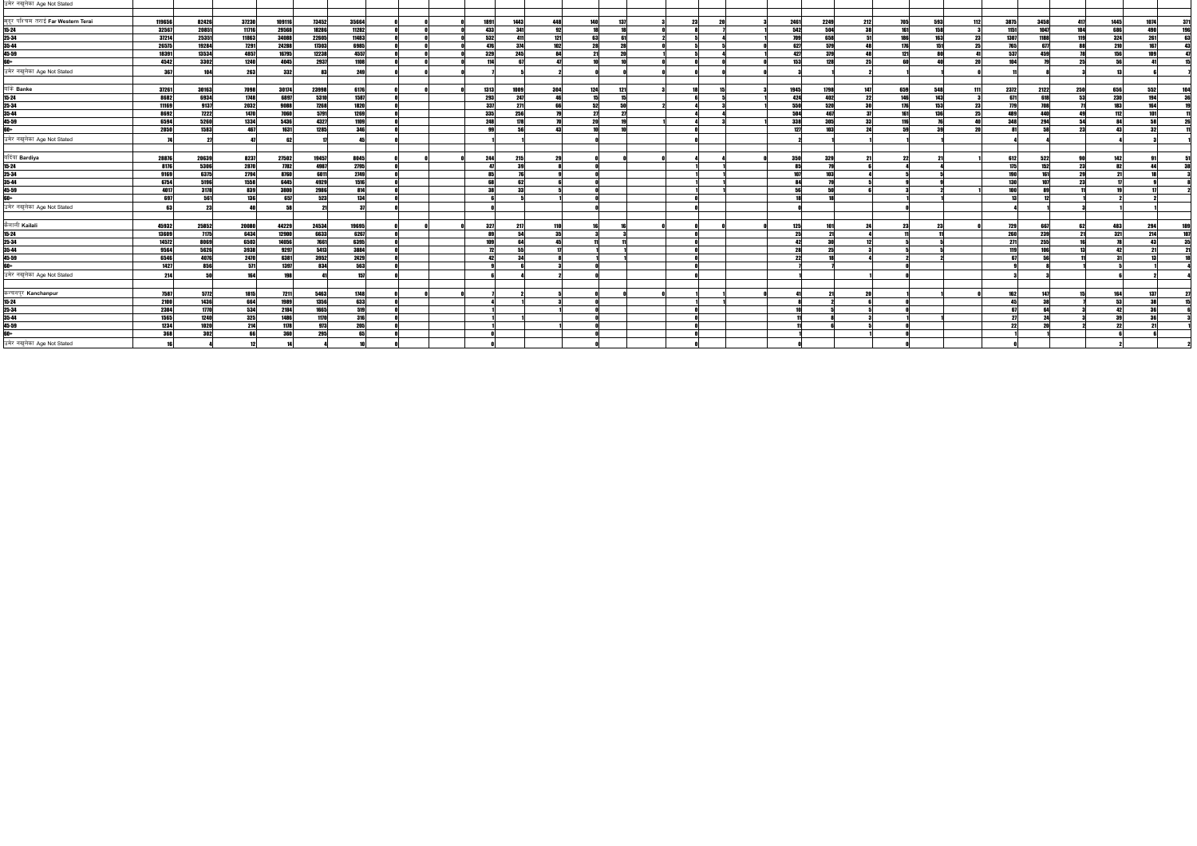| | | | | | | | | | | | | | | | | | | | | | | | | | | | | | | |
|---|---|---|---|---|---|---|---|---|---|---|---|---|---|---|---|---|---|---|---|---|---|---|---|---|---|---|---|---|---|---|
| उमेर नखुलेको Age Not Stated | | | | | | | | | | | | | | | | | | | | | | | | | | | | | | |
| सुदूर पश्चिम तराई Far Western Terai | 119656 | 82429 | 37230 | 109116 | 73452 | 35664 | 0 | 0 | 0 | 1891 | 1443 | 448 | 140 | 137 | 3 | 23 | 20 | 3 | 2461 | 2249 | 212 | 705 | 593 | 112 | 3875 | 3458 | 417 | 1445 | 1074 | 371 |
| 15-24 | 32567 | 20851 | 11716 | 29568 | 18286 | 11282 | 0 | 0 | 0 | 433 | 341 | 92 | 18 | 18 | 0 | 8 | 7 | 1 | 542 | 504 | 38 | 161 | 158 | 3 | 1151 | 1047 | 104 | 686 | 490 | 196 |
| 25-34 | 37214 | 25351 | 11863 | 34088 | 22605 | 11483 | 0 | 0 | 0 | 532 | 411 | 121 | 63 | 61 | 2 | 5 | 4 | 1 | 709 | 658 | 51 | 186 | 163 | 23 | 1307 | 1188 | 119 | 324 | 261 | 63 |
| 35-44 | 26575 | 19284 | 7291 | 24288 | 17303 | 6985 | 0 | 0 | 0 | 476 | 374 | 102 | 28 | 28 | 0 | 5 | 5 | 0 | 627 | 579 | 48 | 176 | 151 | 25 | 765 | 677 | 88 | 210 | 167 | 43 |
| 45-59 | 18391 | 13534 | 4857 | 16795 | 12238 | 4557 | 0 | 0 | 0 | 329 | 245 | 84 | 21 | 20 | 1 | 5 | 4 | 1 | 427 | 379 | 48 | 121 | 80 | 41 | 537 | 459 | 78 | 156 | 109 | 47 |
| 60+ | 4542 | 3302 | 1240 | 4045 | 2937 | 1108 | 0 | 0 | 0 | 114 | 67 | 47 | 10 | 10 | 0 | 0 | 0 | 0 | 153 | 128 | 25 | 60 | 40 | 20 | 104 | 79 | 25 | 56 | 41 | 15 |
| उमेर नखुलेको Age Not Stated | 367 | 104 | 263 | 332 | 83 | 249 | 0 | 0 | 0 | 7 | 5 | 2 | 0 | 0 | 0 | 0 | 0 | 0 | 3 | 1 | 2 | 1 | 1 | 0 | 11 | 8 | 3 | 13 | 6 | 7 |
| | | | | | | | | | | | | | | | | | | | | | | | | | | | | | | |
| बाँके Banke | 37261 | 30163 | 7098 | 30174 | 23998 | 6176 | 0 | 0 | 0 | 1313 | 1009 | 304 | 124 | 121 | 3 | 18 | 15 | 3 | 1945 | 1798 | 147 | 659 | 548 | 111 | 2372 | 2122 | 250 | 656 | 552 | 104 |
| 15-24 | 8682 | 6934 | 1748 | 6897 | 5310 | 1587 | 0 | | | 293 | 247 | 46 | 15 | 15 | | 6 | 5 | 1 | 424 | 402 | 22 | 146 | 143 | 3 | 671 | 618 | 53 | 230 | 194 | 36 |
| 25-34 | 11169 | 9137 | 2032 | 9088 | 7268 | 1820 | 0 | | | 337 | 271 | 66 | 52 | 50 | 2 | 4 | 3 | 1 | 550 | 520 | 30 | 176 | 153 | 23 | 779 | 708 | 71 | 183 | 164 | 19 |
| 35-44 | 8692 | 7222 | 1470 | 7060 | 5791 | 1269 | 0 | | | 335 | 256 | 79 | 27 | 27 | | 4 | 4 | | 504 | 467 | 37 | 161 | 136 | 25 | 489 | 440 | 49 | 112 | 101 | 11 |
| 45-59 | 6594 | 5260 | 1334 | 5436 | 4327 | 1109 | 0 | | | 248 | 178 | 70 | 20 | 19 | 1 | 4 | 3 | 1 | 338 | 305 | 33 | 116 | 76 | 40 | 348 | 294 | 54 | 84 | 58 | 26 |
| 60+ | 2050 | 1583 | 467 | 1631 | 1285 | 346 | 0 | | | 99 | 56 | 43 | 10 | 10 | | 0 | | | 127 | 103 | 24 | 59 | 39 | 20 | 81 | 58 | 23 | 43 | 32 | 11 |
| उमेर नखुलेको Age Not Stated | 74 | 27 | 47 | 62 | 17 | 45 | 0 | | | 1 | 1 | | 0 | | | 0 | | | 2 | 1 | 1 | 1 | 1 | | 4 | 4 | | 4 | 3 | 1 |
| | | | | | | | | | | | | | | | | | | | | | | | | | | | | | | |
| बर्दिया Bardiya | 28876 | 20639 | 8237 | 27502 | 19457 | 8045 | 0 | 0 | 0 | 244 | 215 | 29 | 0 | 0 | 0 | 4 | 4 | 0 | 350 | 329 | 21 | 22 | 21 | 1 | 612 | 522 | 90 | 142 | 91 | 51 |
| 15-24 | 8176 | 5306 | 2870 | 7782 | 4987 | 2795 | 0 | | | 47 | 39 | 8 | 0 | | | 1 | 1 | | 85 | 79 | 6 | 4 | 4 | | 175 | 152 | 23 | 82 | 44 | 38 |
| 25-34 | 9169 | 6375 | 2794 | 8760 | 6011 | 2749 | 0 | | | 85 | 76 | 9 | 0 | | | 1 | 1 | | 107 | 103 | 4 | 5 | 5 | | 190 | 161 | 29 | 21 | 18 | 3 |
| 35-44 | 6754 | 5196 | 1558 | 6445 | 4929 | 1516 | 0 | | | 68 | 62 | 6 | 0 | | | 1 | 1 | | 84 | 79 | 5 | 9 | 9 | | 130 | 107 | 23 | 17 | 9 | 8 |
| 45-59 | 4017 | 3178 | 839 | 3800 | 2986 | 814 | 0 | | | 38 | 33 | 5 | 0 | | | 1 | 1 | | 56 | 50 | 6 | 3 | 2 | 1 | 100 | 89 | 11 | 19 | 17 | 2 |
| 60+ | 697 | 561 | 136 | 657 | 523 | 134 | 0 | | | 6 | 5 | 1 | 0 | | | 0 | | | 18 | 18 | | 1 | 1 | | 13 | 12 | 1 | 2 | 2 | |
| उमेर नखुलेको Age Not Stated | 63 | 23 | 40 | 58 | 21 | 37 | 0 | | | 0 | | | 0 | | | 0 | | | 0 | | | 0 | | | 4 | 1 | 3 | 1 | 1 | |
| | | | | | | | | | | | | | | | | | | | | | | | | | | | | | | |
| कैलाली Kailali | 45932 | 25852 | 20080 | 44229 | 24534 | 19695 | 0 | 0 | 0 | 327 | 217 | 110 | 16 | 16 | 0 | 0 | 0 | 0 | 125 | 101 | 24 | 23 | 23 | 0 | 729 | 667 | 62 | 483 | 294 | 189 |
| 15-24 | 13609 | 7175 | 6434 | 12900 | 6633 | 6267 | 0 | | | 89 | 54 | 35 | 3 | 3 | | 0 | | | 25 | 21 | 4 | 11 | 11 | | 260 | 239 | 21 | 321 | 214 | 107 |
| 25-34 | 14572 | 8069 | 6503 | 14056 | 7661 | 6395 | 0 | | | 109 | 64 | 45 | 11 | 11 | | 0 | | | 42 | 30 | 12 | 5 | 5 | | 271 | 255 | 16 | 78 | 43 | 35 |
| 35-44 | 9564 | 5626 | 3938 | 9297 | 5413 | 3884 | 0 | | | 72 | 55 | 17 | 1 | 1 | | 0 | | | 28 | 25 | 3 | 5 | 5 | | 119 | 106 | 13 | 42 | 21 | 21 |
| 45-59 | 6546 | 4076 | 2470 | 6381 | 3952 | 2429 | 0 | | | 42 | 34 | 8 | 1 | 1 | | 0 | | | 22 | 18 | 4 | 2 | 2 | | 67 | 56 | 11 | 31 | 13 | 18 |
| 60+ | 1427 | 856 | 571 | 1397 | 834 | 563 | 0 | | | 9 | 6 | 3 | 0 | | | 0 | | | 7 | 7 | | 0 | | | 9 | 9 | | 5 | 1 | 4 |
| उमेर नखुलेको Age Not Stated | 214 | 50 | 164 | 198 | 41 | 157 | 0 | | | 6 | 4 | 2 | 0 | | | 0 | | | 1 | 1 | | 0 | | | 3 | 3 | | 6 | 2 | 4 |
| | | | | | | | | | | | | | | | | | | | | | | | | | | | | | | |
| कन्चनपुर Kanchanpur | 7587 | 5772 | 1815 | 7211 | 5463 | 1748 | 0 | 0 | 0 | 7 | 2 | 5 | 0 | 0 | 0 | 1 | 1 | 0 | 41 | 21 | 20 | 1 | 1 | 0 | 162 | 147 | 15 | 164 | 137 | 27 |
| 15-24 | 2100 | 1436 | 664 | 1989 | 1356 | 633 | 0 | | | 4 | 1 | 3 | 0 | | | 1 | 1 | | 8 | 2 | 6 | 0 | | | 45 | 38 | 7 | 53 | 38 | 15 |
| 25-34 | 2304 | 1770 | 534 | 2184 | 1665 | 519 | 0 | | | 1 | | 1 | 0 | | | 0 | | | 10 | 5 | 5 | 0 | | | 67 | 64 | 3 | 42 | 36 | 6 |
| 35-44 | 1565 | 1240 | 325 | 1486 | 1170 | 316 | 0 | | | 1 | 1 | | 0 | | | 0 | | | 11 | 8 | 3 | 1 | 1 | | 27 | 24 | 3 | 39 | 36 | 3 |
| 45-59 | 1234 | 1020 | 214 | 1178 | 973 | 205 | 0 | | | 1 | | 1 | 0 | | | 0 | | | 11 | 6 | 5 | 0 | | | 22 | 20 | 2 | 22 | 21 | 1 |
| 60+ | 368 | 302 | 66 | 360 | 295 | 65 | 0 | | | 0 | | | 0 | | | 0 | | | 1 | | 1 | 0 | | | 1 | 1 | | 6 | 6 | |
| उमेर नखुलेको Age Not Stated | 16 | 4 | 12 | 14 | 4 | 10 | 0 | | | 0 | | | 0 | | | 0 | | | 0 | | | 0 | | | 0 | | | 2 | | 2 |